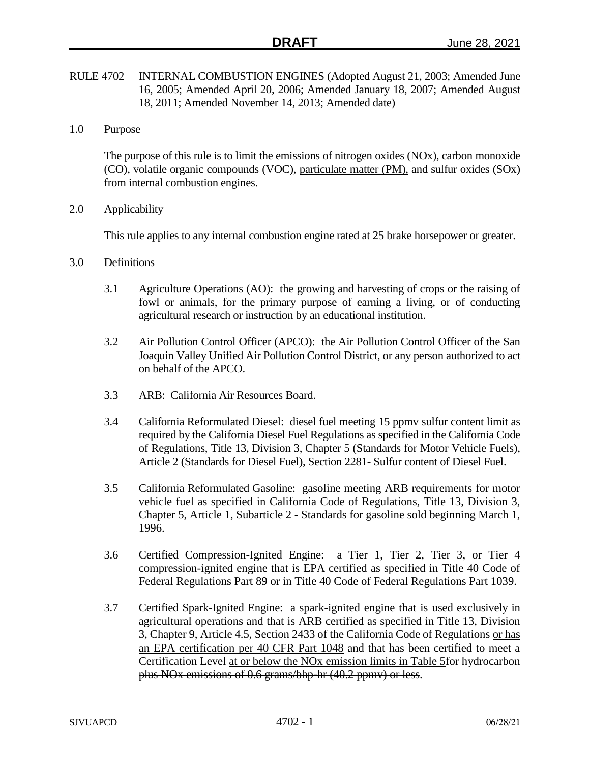RULE 4702 INTERNAL COMBUSTION ENGINES (Adopted August 21, 2003; Amended June 16, 2005; Amended April 20, 2006; Amended January 18, 2007; Amended August 18, 2011; Amended November 14, 2013; Amended date)

## 1.0 Purpose

The purpose of this rule is to limit the emissions of nitrogen oxides (NOx), carbon monoxide (CO), volatile organic compounds (VOC), particulate matter (PM), and sulfur oxides (SOx) from internal combustion engines.

## 2.0 Applicability

This rule applies to any internal combustion engine rated at 25 brake horsepower or greater.

## 3.0 Definitions

3.1 Agriculture Operations (AO): the growing and harvesting of crops or the raising of fowl or animals, for the primary purpose of earning a living, or of conducting agricultural research or instruction by an educational institution.

3.2 Air Pollution Control Officer (APCO): the Air Pollution Control Officer of the San Joaquin Valley Unified Air Pollution Control District, or any person authorized to act on behalf of the APCO.

3.3 ARB: California Air Resources Board.

3.4 California Reformulated Diesel: diesel fuel meeting 15 ppmv sulfur content limit as required by the California Diesel Fuel Regulations as specified in the California Code of Regulations, Title 13, Division 3, Chapter 5 (Standards for Motor Vehicle Fuels), Article 2 (Standards for Diesel Fuel), Section 2281- Sulfur content of Diesel Fuel.

3.5 California Reformulated Gasoline: gasoline meeting ARB requirements for motor vehicle fuel as specified in California Code of Regulations, Title 13, Division 3, Chapter 5, Article 1, Subarticle 2 - Standards for gasoline sold beginning March 1, 1996.

3.6 Certified Compression-Ignited Engine: a Tier 1, Tier 2, Tier 3, or Tier 4 compression-ignited engine that is EPA certified as specified in Title 40 Code of Federal Regulations Part 89 or in Title 40 Code of Federal Regulations Part 1039.

3.7 Certified Spark-Ignited Engine: a spark-ignited engine that is used exclusively in agricultural operations and that is ARB certified as specified in Title 13, Division 3, Chapter 9, Article 4.5, Section 2433 of the California Code of Regulations or has an EPA certification per 40 CFR Part 1048 and that has been certified to meet a Certification Level at or below the NOx emission limits in Table 5~~for hydrocarbon plus NOx emissions of 0.6 grams/bhp-hr (40.2 ppmv) or less~~.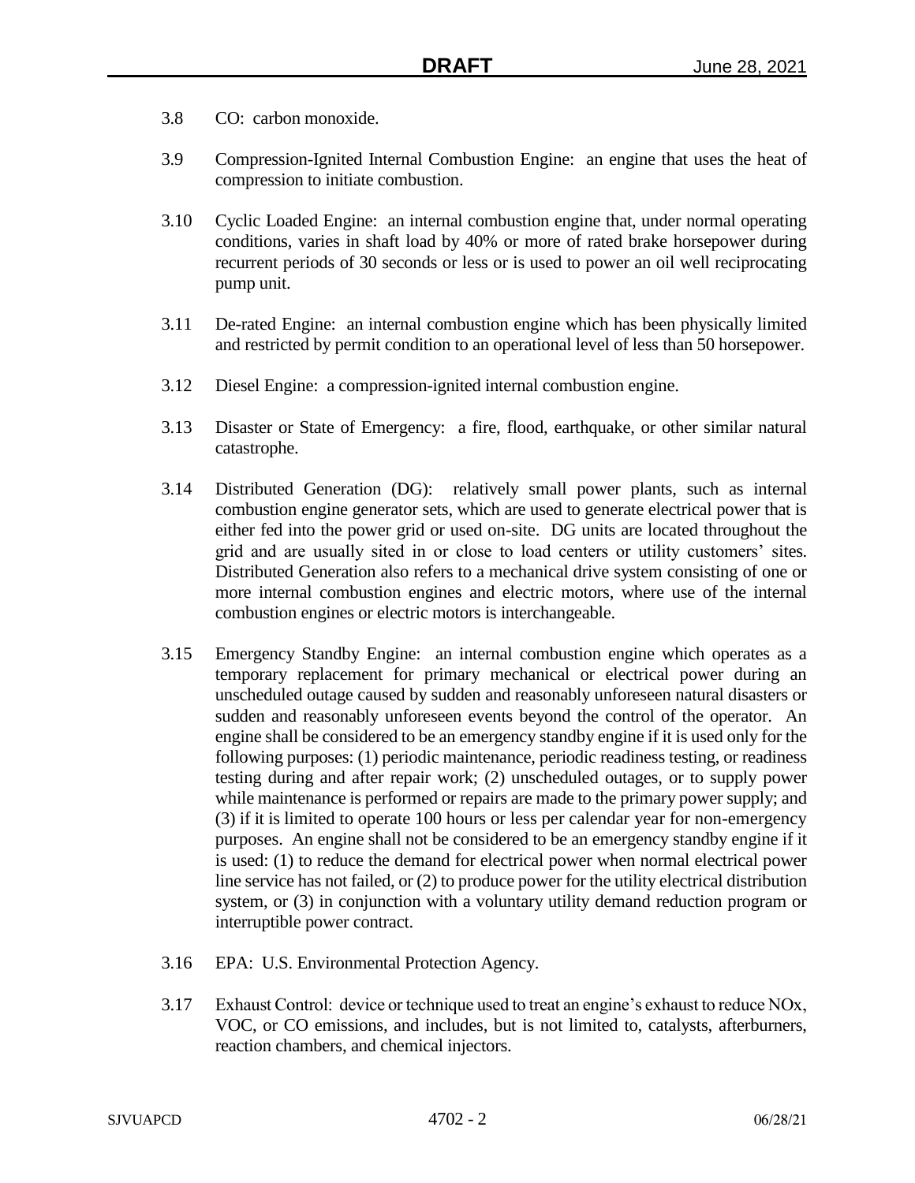3.8 CO: carbon monoxide.

3.9 Compression-Ignited Internal Combustion Engine: an engine that uses the heat of compression to initiate combustion.

3.10 Cyclic Loaded Engine: an internal combustion engine that, under normal operating conditions, varies in shaft load by 40% or more of rated brake horsepower during recurrent periods of 30 seconds or less or is used to power an oil well reciprocating pump unit.

3.11 De-rated Engine: an internal combustion engine which has been physically limited and restricted by permit condition to an operational level of less than 50 horsepower.

3.12 Diesel Engine: a compression-ignited internal combustion engine.

3.13 Disaster or State of Emergency: a fire, flood, earthquake, or other similar natural catastrophe.

3.14 Distributed Generation (DG): relatively small power plants, such as internal combustion engine generator sets, which are used to generate electrical power that is either fed into the power grid or used on-site. DG units are located throughout the grid and are usually sited in or close to load centers or utility customers' sites. Distributed Generation also refers to a mechanical drive system consisting of one or more internal combustion engines and electric motors, where use of the internal combustion engines or electric motors is interchangeable.

3.15 Emergency Standby Engine: an internal combustion engine which operates as a temporary replacement for primary mechanical or electrical power during an unscheduled outage caused by sudden and reasonably unforeseen natural disasters or sudden and reasonably unforeseen events beyond the control of the operator. An engine shall be considered to be an emergency standby engine if it is used only for the following purposes: (1) periodic maintenance, periodic readiness testing, or readiness testing during and after repair work; (2) unscheduled outages, or to supply power while maintenance is performed or repairs are made to the primary power supply; and (3) if it is limited to operate 100 hours or less per calendar year for non-emergency purposes. An engine shall not be considered to be an emergency standby engine if it is used: (1) to reduce the demand for electrical power when normal electrical power line service has not failed, or (2) to produce power for the utility electrical distribution system, or (3) in conjunction with a voluntary utility demand reduction program or interruptible power contract.

3.16 EPA: U.S. Environmental Protection Agency.

3.17 Exhaust Control: device or technique used to treat an engine's exhaust to reduce NOx, VOC, or CO emissions, and includes, but is not limited to, catalysts, afterburners, reaction chambers, and chemical injectors.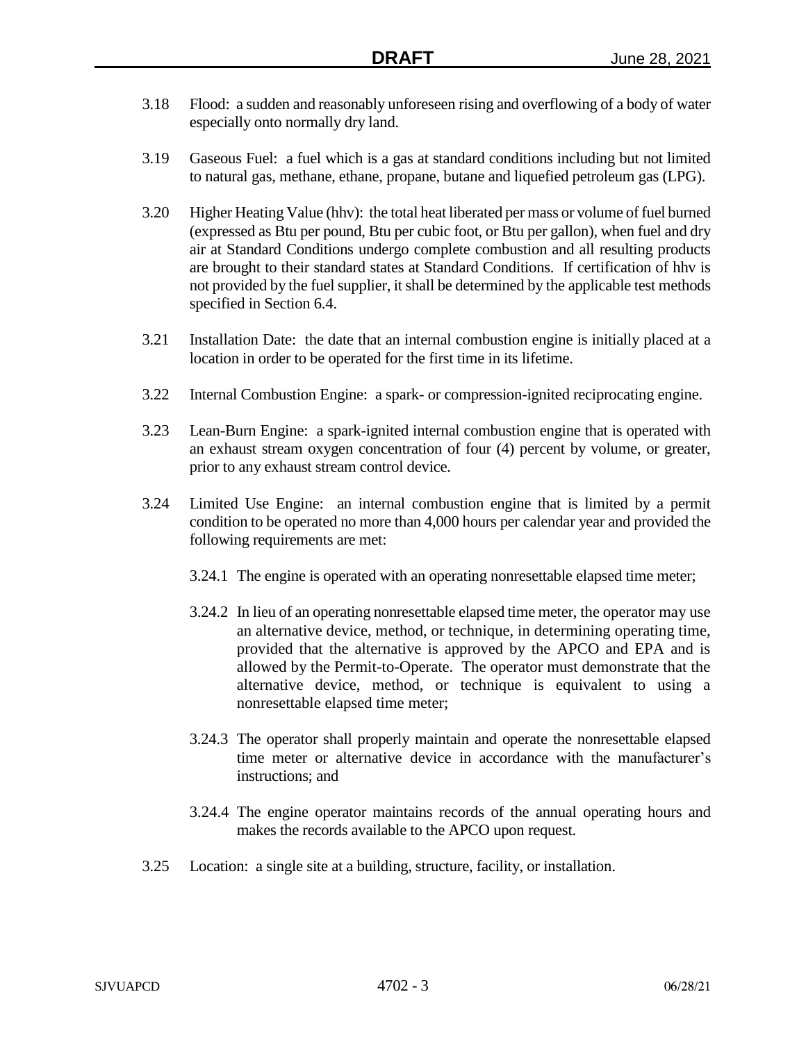3.18 Flood: a sudden and reasonably unforeseen rising and overflowing of a body of water especially onto normally dry land.

3.19 Gaseous Fuel: a fuel which is a gas at standard conditions including but not limited to natural gas, methane, ethane, propane, butane and liquefied petroleum gas (LPG).

3.20 Higher Heating Value (hhv): the total heat liberated per mass or volume of fuel burned (expressed as Btu per pound, Btu per cubic foot, or Btu per gallon), when fuel and dry air at Standard Conditions undergo complete combustion and all resulting products are brought to their standard states at Standard Conditions. If certification of hhv is not provided by the fuel supplier, it shall be determined by the applicable test methods specified in Section 6.4.

3.21 Installation Date: the date that an internal combustion engine is initially placed at a location in order to be operated for the first time in its lifetime.

3.22 Internal Combustion Engine: a spark- or compression-ignited reciprocating engine.

3.23 Lean-Burn Engine: a spark-ignited internal combustion engine that is operated with an exhaust stream oxygen concentration of four (4) percent by volume, or greater, prior to any exhaust stream control device.

3.24 Limited Use Engine: an internal combustion engine that is limited by a permit condition to be operated no more than 4,000 hours per calendar year and provided the following requirements are met:

3.24.1 The engine is operated with an operating nonresettable elapsed time meter;

3.24.2 In lieu of an operating nonresettable elapsed time meter, the operator may use an alternative device, method, or technique, in determining operating time, provided that the alternative is approved by the APCO and EPA and is allowed by the Permit-to-Operate. The operator must demonstrate that the alternative device, method, or technique is equivalent to using a nonresettable elapsed time meter;

3.24.3 The operator shall properly maintain and operate the nonresettable elapsed time meter or alternative device in accordance with the manufacturer's instructions; and

3.24.4 The engine operator maintains records of the annual operating hours and makes the records available to the APCO upon request.

3.25 Location: a single site at a building, structure, facility, or installation.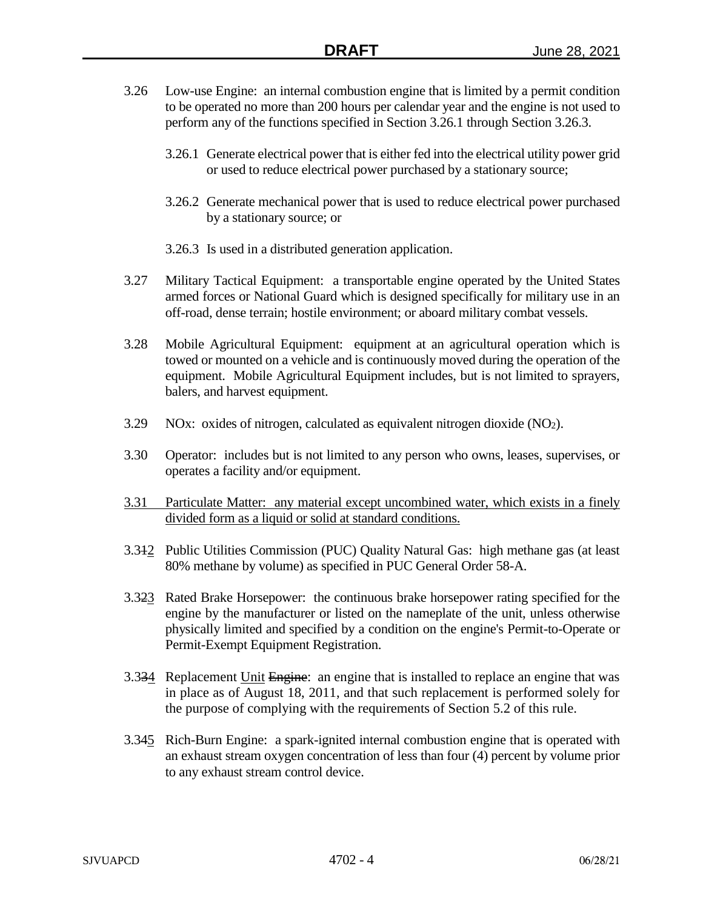3.26 Low-use Engine: an internal combustion engine that is limited by a permit condition to be operated no more than 200 hours per calendar year and the engine is not used to perform any of the functions specified in Section 3.26.1 through Section 3.26.3.

3.26.1 Generate electrical power that is either fed into the electrical utility power grid or used to reduce electrical power purchased by a stationary source;

3.26.2 Generate mechanical power that is used to reduce electrical power purchased by a stationary source; or

3.26.3 Is used in a distributed generation application.

3.27 Military Tactical Equipment: a transportable engine operated by the United States armed forces or National Guard which is designed specifically for military use in an off-road, dense terrain; hostile environment; or aboard military combat vessels.

3.28 Mobile Agricultural Equipment: equipment at an agricultural operation which is towed or mounted on a vehicle and is continuously moved during the operation of the equipment. Mobile Agricultural Equipment includes, but is not limited to sprayers, balers, and harvest equipment.

3.29 NOx: oxides of nitrogen, calculated as equivalent nitrogen dioxide ($NO_2$).

3.30 Operator: includes but is not limited to any person who owns, leases, supervises, or operates a facility and/or equipment.

<u>3.31 Particulate Matter: any material except uncombined water, which exists in a finely divided form as a liquid or solid at standard conditions.</u>

3.3~~1~~<u>2</u> Public Utilities Commission (PUC) Quality Natural Gas: high methane gas (at least 80% methane by volume) as specified in PUC General Order 58-A.

3.3~~2~~<u>3</u> Rated Brake Horsepower: the continuous brake horsepower rating specified for the engine by the manufacturer or listed on the nameplate of the unit, unless otherwise physically limited and specified by a condition on the engine's Permit-to-Operate or Permit-Exempt Equipment Registration.

3.3~~3~~<u>4</u> Replacement <u>Unit</u> ~~Engine~~: an engine that is installed to replace an engine that was in place as of August 18, 2011, and that such replacement is performed solely for the purpose of complying with the requirements of Section 5.2 of this rule.

3.3~~4~~<u>5</u> Rich-Burn Engine: a spark-ignited internal combustion engine that is operated with an exhaust stream oxygen concentration of less than four (4) percent by volume prior to any exhaust stream control device.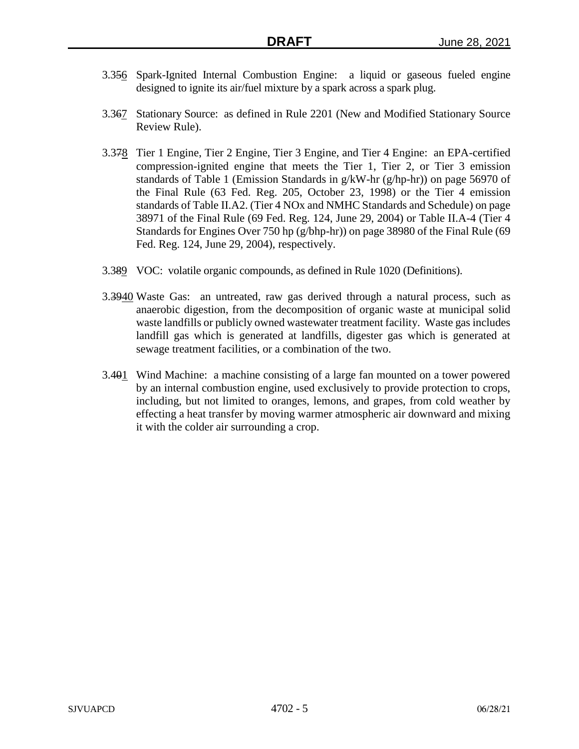3.356 Spark-Ignited Internal Combustion Engine: a liquid or gaseous fueled engine designed to ignite its air/fuel mixture by a spark across a spark plug.

3.367 Stationary Source: as defined in Rule 2201 (New and Modified Stationary Source Review Rule).

3.378 Tier 1 Engine, Tier 2 Engine, Tier 3 Engine, and Tier 4 Engine: an EPA-certified compression-ignited engine that meets the Tier 1, Tier 2, or Tier 3 emission standards of Table 1 (Emission Standards in g/kW-hr (g/hp-hr)) on page 56970 of the Final Rule (63 Fed. Reg. 205, October 23, 1998) or the Tier 4 emission standards of Table II.A2. (Tier 4 NOx and NMHC Standards and Schedule) on page 38971 of the Final Rule (69 Fed. Reg. 124, June 29, 2004) or Table II.A-4 (Tier 4 Standards for Engines Over 750 hp (g/bhp-hr)) on page 38980 of the Final Rule (69 Fed. Reg. 124, June 29, 2004), respectively.

3.389 VOC: volatile organic compounds, as defined in Rule 1020 (Definitions).

3.3940 Waste Gas: an untreated, raw gas derived through a natural process, such as anaerobic digestion, from the decomposition of organic waste at municipal solid waste landfills or publicly owned wastewater treatment facility. Waste gas includes landfill gas which is generated at landfills, digester gas which is generated at sewage treatment facilities, or a combination of the two.

3.401 Wind Machine: a machine consisting of a large fan mounted on a tower powered by an internal combustion engine, used exclusively to provide protection to crops, including, but not limited to oranges, lemons, and grapes, from cold weather by effecting a heat transfer by moving warmer atmospheric air downward and mixing it with the colder air surrounding a crop.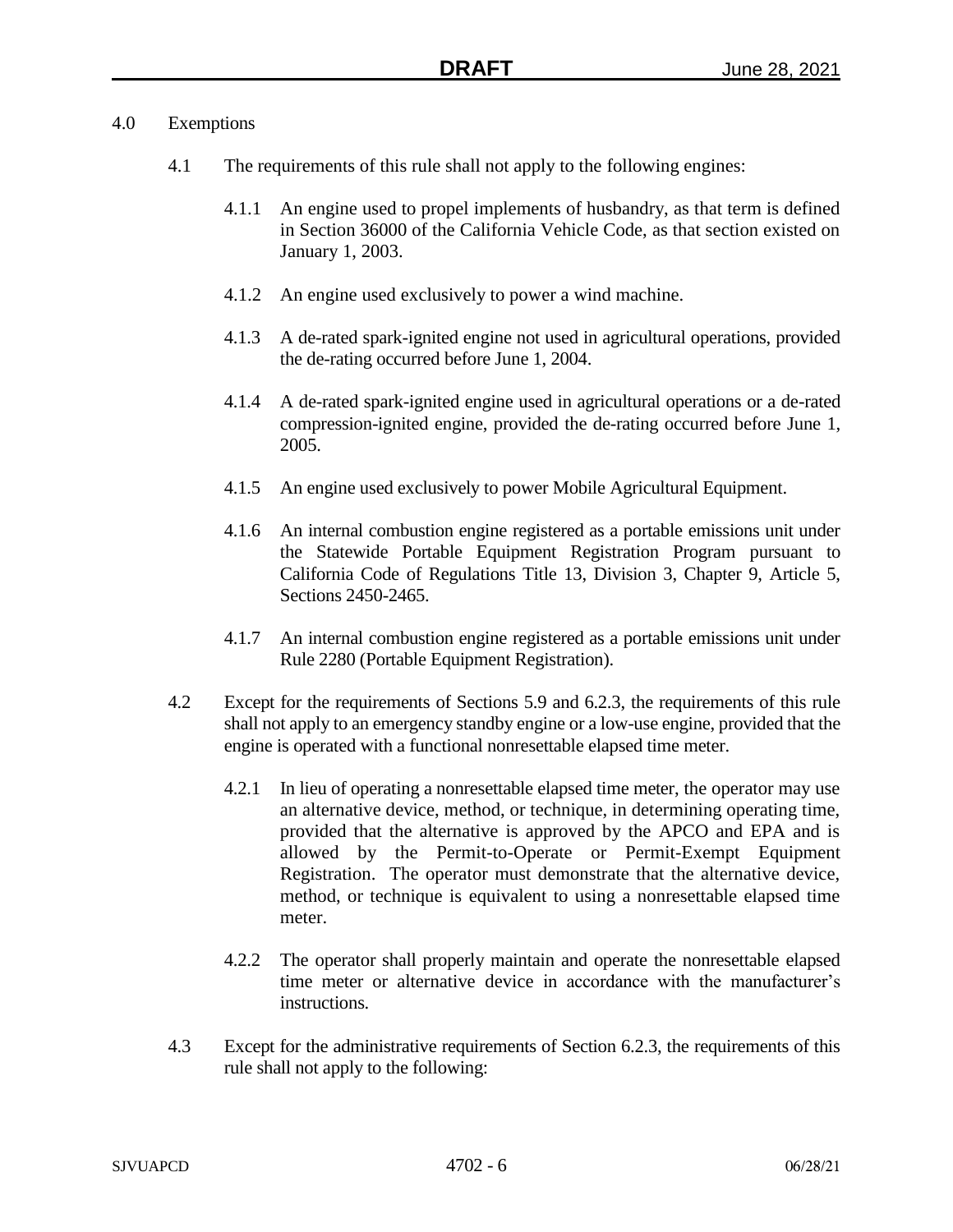## 4.0 Exemptions

4.1 The requirements of this rule shall not apply to the following engines:

4.1.1 An engine used to propel implements of husbandry, as that term is defined in Section 36000 of the California Vehicle Code, as that section existed on January 1, 2003.

4.1.2 An engine used exclusively to power a wind machine.

4.1.3 A de-rated spark-ignited engine not used in agricultural operations, provided the de-rating occurred before June 1, 2004.

4.1.4 A de-rated spark-ignited engine used in agricultural operations or a de-rated compression-ignited engine, provided the de-rating occurred before June 1, 2005.

4.1.5 An engine used exclusively to power Mobile Agricultural Equipment.

4.1.6 An internal combustion engine registered as a portable emissions unit under the Statewide Portable Equipment Registration Program pursuant to California Code of Regulations Title 13, Division 3, Chapter 9, Article 5, Sections 2450-2465.

4.1.7 An internal combustion engine registered as a portable emissions unit under Rule 2280 (Portable Equipment Registration).

4.2 Except for the requirements of Sections 5.9 and 6.2.3, the requirements of this rule shall not apply to an emergency standby engine or a low-use engine, provided that the engine is operated with a functional nonresettable elapsed time meter.

4.2.1 In lieu of operating a nonresettable elapsed time meter, the operator may use an alternative device, method, or technique, in determining operating time, provided that the alternative is approved by the APCO and EPA and is allowed by the Permit-to-Operate or Permit-Exempt Equipment Registration. The operator must demonstrate that the alternative device, method, or technique is equivalent to using a nonresettable elapsed time meter.

4.2.2 The operator shall properly maintain and operate the nonresettable elapsed time meter or alternative device in accordance with the manufacturer's instructions.

4.3 Except for the administrative requirements of Section 6.2.3, the requirements of this rule shall not apply to the following: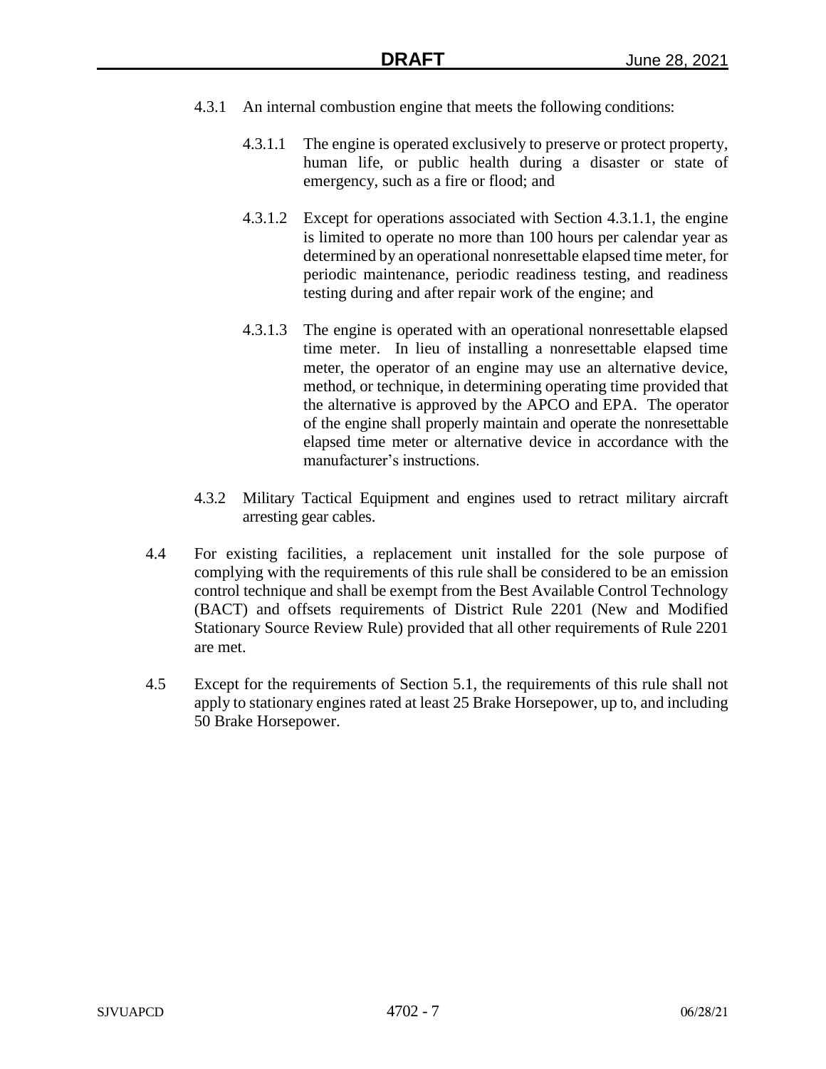4.3.1 An internal combustion engine that meets the following conditions:

4.3.1.1 The engine is operated exclusively to preserve or protect property, human life, or public health during a disaster or state of emergency, such as a fire or flood; and

4.3.1.2 Except for operations associated with Section 4.3.1.1, the engine is limited to operate no more than 100 hours per calendar year as determined by an operational nonresettable elapsed time meter, for periodic maintenance, periodic readiness testing, and readiness testing during and after repair work of the engine; and

4.3.1.3 The engine is operated with an operational nonresettable elapsed time meter. In lieu of installing a nonresettable elapsed time meter, the operator of an engine may use an alternative device, method, or technique, in determining operating time provided that the alternative is approved by the APCO and EPA. The operator of the engine shall properly maintain and operate the nonresettable elapsed time meter or alternative device in accordance with the manufacturer's instructions.

4.3.2 Military Tactical Equipment and engines used to retract military aircraft arresting gear cables.

4.4 For existing facilities, a replacement unit installed for the sole purpose of complying with the requirements of this rule shall be considered to be an emission control technique and shall be exempt from the Best Available Control Technology (BACT) and offsets requirements of District Rule 2201 (New and Modified Stationary Source Review Rule) provided that all other requirements of Rule 2201 are met.

4.5 Except for the requirements of Section 5.1, the requirements of this rule shall not apply to stationary engines rated at least 25 Brake Horsepower, up to, and including 50 Brake Horsepower.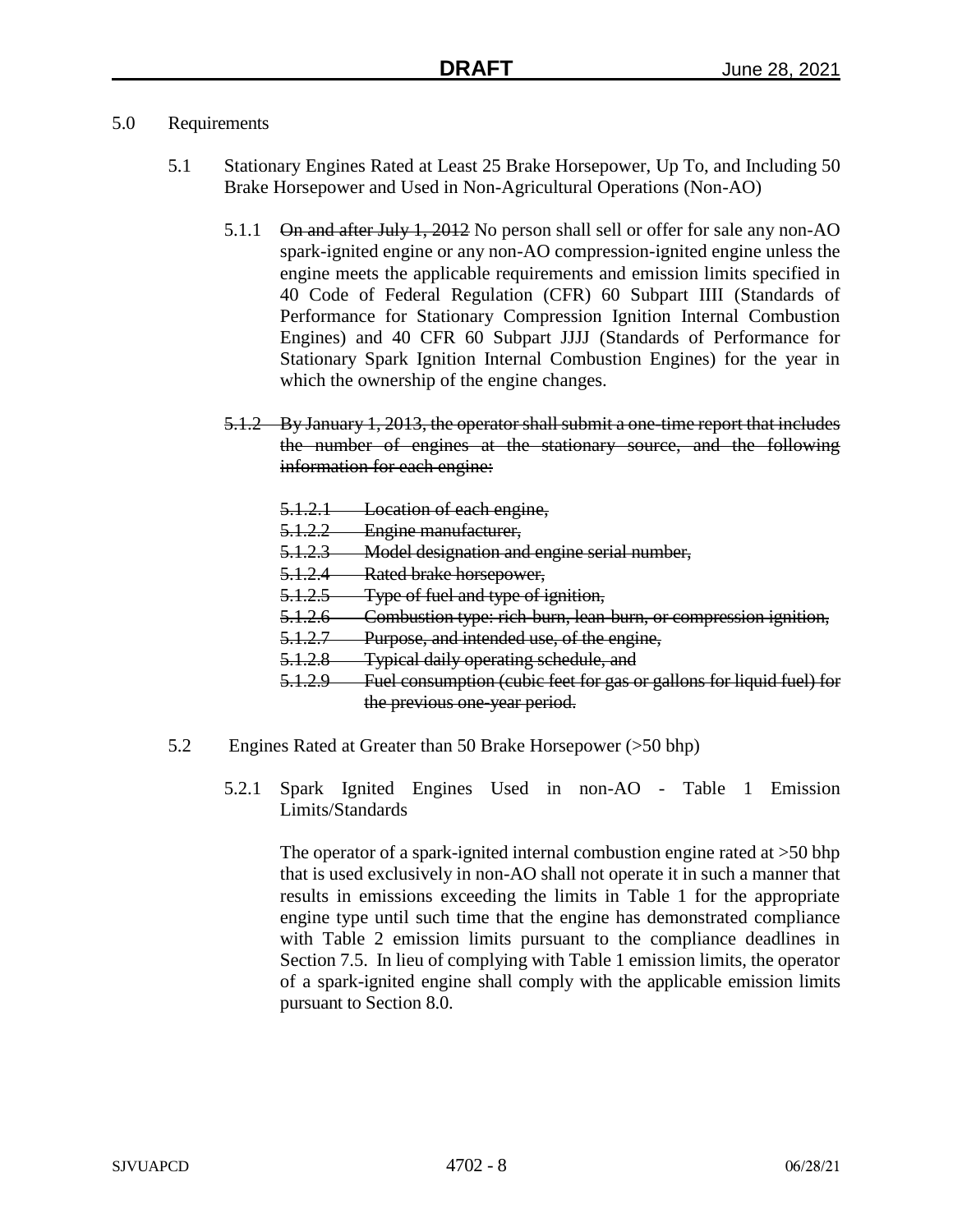5.0 Requirements

5.1 Stationary Engines Rated at Least 25 Brake Horsepower, Up To, and Including 50 Brake Horsepower and Used in Non-Agricultural Operations (Non-AO)

5.1.1 ~~On and after July 1, 2012~~ No person shall sell or offer for sale any non-AO spark-ignited engine or any non-AO compression-ignited engine unless the engine meets the applicable requirements and emission limits specified in 40 Code of Federal Regulation (CFR) 60 Subpart IIII (Standards of Performance for Stationary Compression Ignition Internal Combustion Engines) and 40 CFR 60 Subpart JJJJ (Standards of Performance for Stationary Spark Ignition Internal Combustion Engines) for the year in which the ownership of the engine changes.

~~5.1.2 By January 1, 2013, the operator shall submit a one-time report that includes the number of engines at the stationary source, and the following information for each engine:~~

~~5.1.2.1 Location of each engine,~~
~~5.1.2.2 Engine manufacturer,~~
~~5.1.2.3 Model designation and engine serial number,~~
~~5.1.2.4 Rated brake horsepower,~~
~~5.1.2.5 Type of fuel and type of ignition,~~
~~5.1.2.6 Combustion type: rich-burn, lean-burn, or compression ignition,~~
~~5.1.2.7 Purpose, and intended use, of the engine,~~
~~5.1.2.8 Typical daily operating schedule, and~~
~~5.1.2.9 Fuel consumption (cubic feet for gas or gallons for liquid fuel) for the previous one-year period.~~

5.2 Engines Rated at Greater than 50 Brake Horsepower (>50 bhp)

5.2.1 Spark Ignited Engines Used in non-AO - Table 1 Emission Limits/Standards

The operator of a spark-ignited internal combustion engine rated at >50 bhp that is used exclusively in non-AO shall not operate it in such a manner that results in emissions exceeding the limits in Table 1 for the appropriate engine type until such time that the engine has demonstrated compliance with Table 2 emission limits pursuant to the compliance deadlines in Section 7.5. In lieu of complying with Table 1 emission limits, the operator of a spark-ignited engine shall comply with the applicable emission limits pursuant to Section 8.0.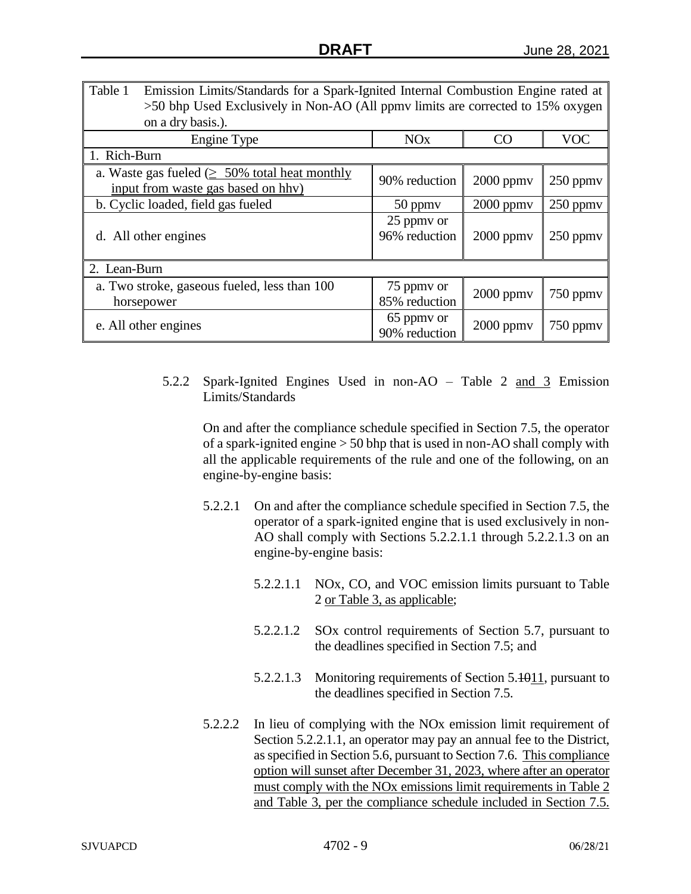| Table 1 Emission Limits/Standards for a Spark-Ignited Internal Combustion Engine rated at >50 bhp Used Exclusively in Non-AO (All ppmv limits are corrected to 15% oxygen on a dry basis.). | | | |
|---|---|---|---|
| Engine Type | NOx | CO | VOC |
| 1. Rich-Burn | | | |
| a. Waste gas fueled (≥ 50% total heat monthly input from waste gas based on hhv) | 90% reduction | 2000 ppmv | 250 ppmv |
| b. Cyclic loaded, field gas fueled | 50 ppmv | 2000 ppmv | 250 ppmv |
| d. All other engines | 25 ppmv or 96% reduction | 2000 ppmv | 250 ppmv |
| 2. Lean-Burn | | | |
| a. Two stroke, gaseous fueled, less than 100 horsepower | 75 ppmv or 85% reduction | 2000 ppmv | 750 ppmv |
| e. All other engines | 65 ppmv or 90% reduction | 2000 ppmv | 750 ppmv |

5.2.2 Spark-Ignited Engines Used in non-AO – Table 2 and 3 Emission Limits/Standards

On and after the compliance schedule specified in Section 7.5, the operator of a spark-ignited engine > 50 bhp that is used in non-AO shall comply with all the applicable requirements of the rule and one of the following, on an engine-by-engine basis:

5.2.2.1 On and after the compliance schedule specified in Section 7.5, the operator of a spark-ignited engine that is used exclusively in non-AO shall comply with Sections 5.2.2.1.1 through 5.2.2.1.3 on an engine-by-engine basis:

5.2.2.1.1 NOx, CO, and VOC emission limits pursuant to Table 2 or Table 3, as applicable;

5.2.2.1.2 SOx control requirements of Section 5.7, pursuant to the deadlines specified in Section 7.5; and

5.2.2.1.3 Monitoring requirements of Section 5.~~10~~11, pursuant to the deadlines specified in Section 7.5.

5.2.2.2 In lieu of complying with the NOx emission limit requirement of Section 5.2.2.1.1, an operator may pay an annual fee to the District, as specified in Section 5.6, pursuant to Section 7.6. This compliance option will sunset after December 31, 2023, where after an operator must comply with the NOx emissions limit requirements in Table 2 and Table 3, per the compliance schedule included in Section 7.5.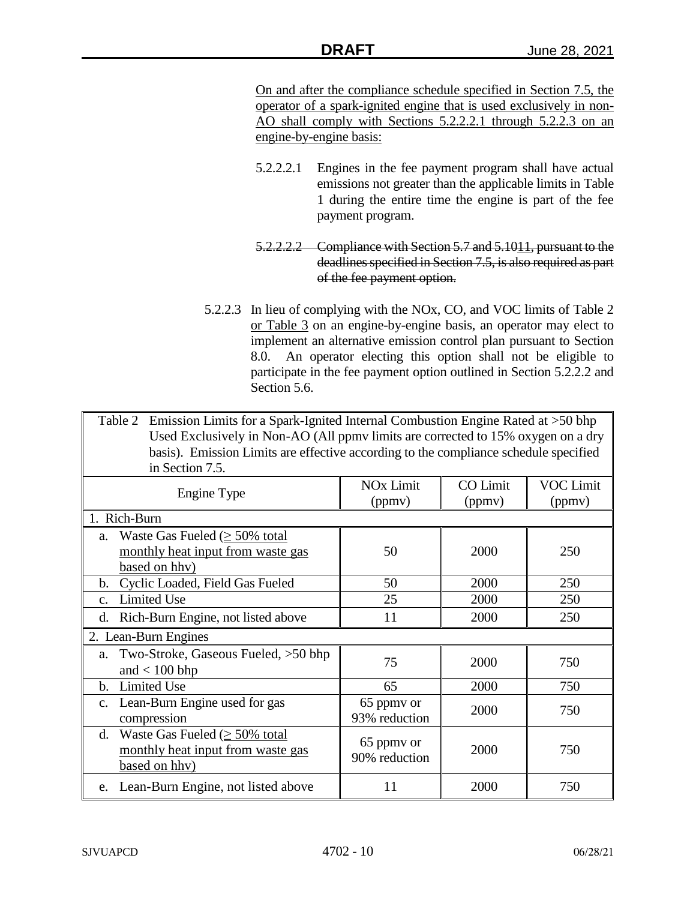On and after the compliance schedule specified in Section 7.5, the operator of a spark-ignited engine that is used exclusively in non-AO shall comply with Sections 5.2.2.2.1 through 5.2.2.3 on an engine-by-engine basis:

5.2.2.2.1 Engines in the fee payment program shall have actual emissions not greater than the applicable limits in Table 1 during the entire time the engine is part of the fee payment program.

~~5.2.2.2.2 Compliance with Section 5.7 and 5.1011, pursuant to the deadlines specified in Section 7.5, is also required as part of the fee payment option.~~

5.2.2.3 In lieu of complying with the NOx, CO, and VOC limits of Table 2 or Table 3 on an engine-by-engine basis, an operator may elect to implement an alternative emission control plan pursuant to Section 8.0. An operator electing this option shall not be eligible to participate in the fee payment option outlined in Section 5.2.2.2 and Section 5.6.

Table 2 Emission Limits for a Spark-Ignited Internal Combustion Engine Rated at >50 bhp Used Exclusively in Non-AO (All ppmv limits are corrected to 15% oxygen on a dry basis). Emission Limits are effective according to the compliance schedule specified in Section 7.5.

| Engine Type | NOx Limit (ppmv) | CO Limit (ppmv) | VOC Limit (ppmv) |
|---|---|---|---|
| 1. Rich-Burn | | | |
| a. Waste Gas Fueled (≥ 50% total monthly heat input from waste gas based on hhv) | 50 | 2000 | 250 |
| b. Cyclic Loaded, Field Gas Fueled | 50 | 2000 | 250 |
| c. Limited Use | 25 | 2000 | 250 |
| d. Rich-Burn Engine, not listed above | 11 | 2000 | 250 |
| 2. Lean-Burn Engines | | | |
| a. Two-Stroke, Gaseous Fueled, >50 bhp and < 100 bhp | 75 | 2000 | 750 |
| b. Limited Use | 65 | 2000 | 750 |
| c. Lean-Burn Engine used for gas compression | 65 ppmv or 93% reduction | 2000 | 750 |
| d. Waste Gas Fueled (≥ 50% total monthly heat input from waste gas based on hhv) | 65 ppmv or 90% reduction | 2000 | 750 |
| e. Lean-Burn Engine, not listed above | 11 | 2000 | 750 |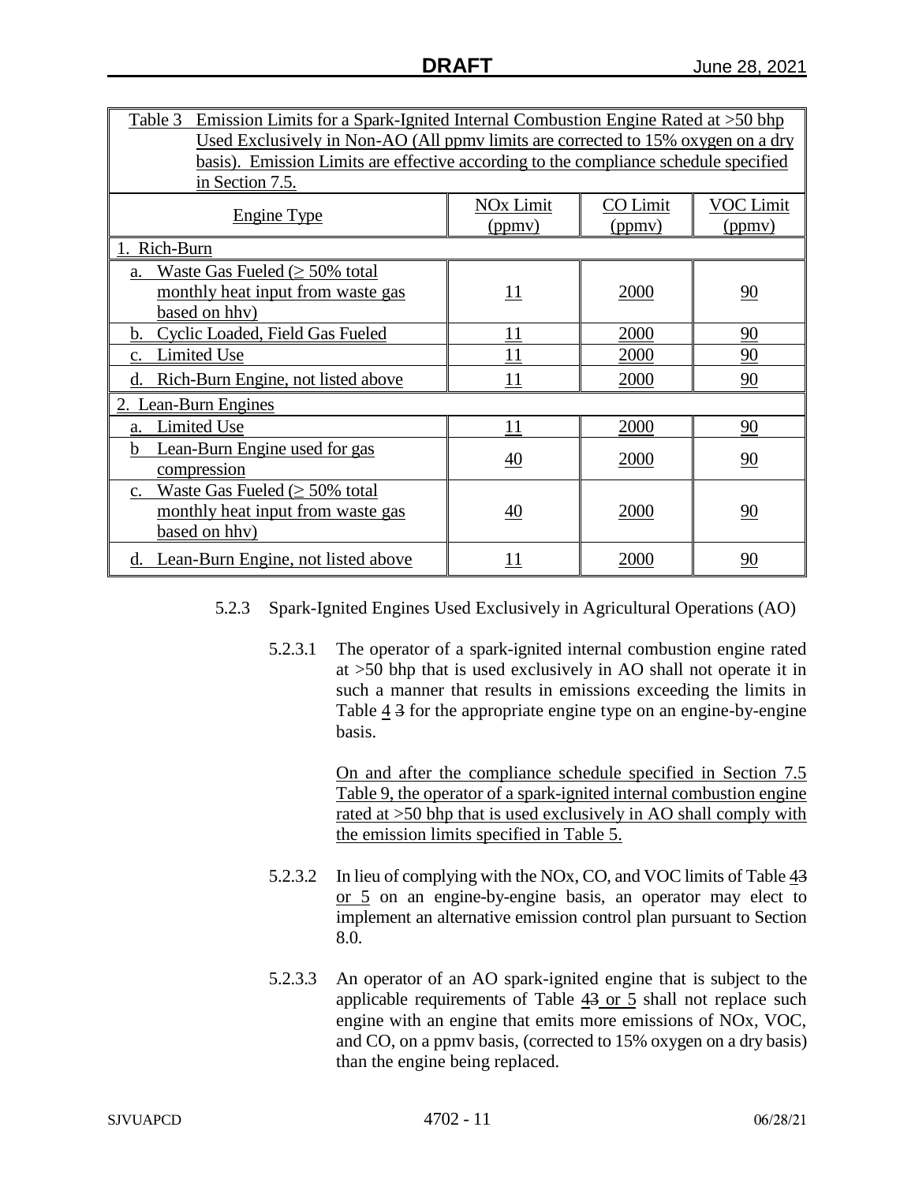| Table 3 Emission Limits for a Spark-Ignited Internal Combustion Engine Rated at >50 bhp Used Exclusively in Non-AO (All ppmv limits are corrected to 15% oxygen on a dry basis). Emission Limits are effective according to the compliance schedule specified in Section 7.5. | | | |
|---|---|---|---|
| Engine Type | NOx Limit (ppmv) | CO Limit (ppmv) | VOC Limit (ppmv) |
| 1. Rich-Burn | | | |
| a. Waste Gas Fueled (≥ 50% total monthly heat input from waste gas based on hhv) | 11 | 2000 | 90 |
| b. Cyclic Loaded, Field Gas Fueled | 11 | 2000 | 90 |
| c. Limited Use | 11 | 2000 | 90 |
| d. Rich-Burn Engine, not listed above | 11 | 2000 | 90 |
| 2. Lean-Burn Engines | | | |
| a. Limited Use | 11 | 2000 | 90 |
| b Lean-Burn Engine used for gas compression | 40 | 2000 | 90 |
| c. Waste Gas Fueled (≥ 50% total monthly heat input from waste gas based on hhv) | 40 | 2000 | 90 |
| d. Lean-Burn Engine, not listed above | 11 | 2000 | 90 |

5.2.3 Spark-Ignited Engines Used Exclusively in Agricultural Operations (AO)

5.2.3.1 The operator of a spark-ignited internal combustion engine rated at >50 bhp that is used exclusively in AO shall not operate it in such a manner that results in emissions exceeding the limits in Table 4 ~~3~~ for the appropriate engine type on an engine-by-engine basis.

On and after the compliance schedule specified in Section 7.5 Table 9, the operator of a spark-ignited internal combustion engine rated at >50 bhp that is used exclusively in AO shall comply with the emission limits specified in Table 5.

5.2.3.2 In lieu of complying with the NOx, CO, and VOC limits of Table 4~~3~~ or 5 on an engine-by-engine basis, an operator may elect to implement an alternative emission control plan pursuant to Section 8.0.

5.2.3.3 An operator of an AO spark-ignited engine that is subject to the applicable requirements of Table 4~~3~~ or 5 shall not replace such engine with an engine that emits more emissions of NOx, VOC, and CO, on a ppmv basis, (corrected to 15% oxygen on a dry basis) than the engine being replaced.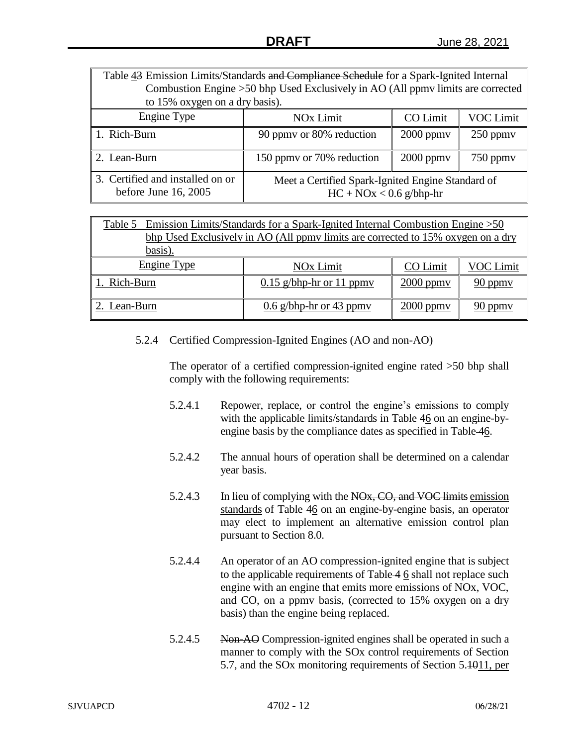| Table ~~4~~3 Emission Limits/Standards ~~and Compliance Schedule~~ for a Spark-Ignited Internal Combustion Engine >50 bhp Used Exclusively in AO (All ppmv limits are corrected to 15% oxygen on a dry basis). | | | |
|---|---|---|---|
| Engine Type | NOx Limit | CO Limit | VOC Limit |
| 1. Rich-Burn | 90 ppmv or 80% reduction | 2000 ppmv | 250 ppmv |
| 2. Lean-Burn | 150 ppmv or 70% reduction | 2000 ppmv | 750 ppmv |
| 3. Certified and installed on or before June 16, 2005 | Meet a Certified Spark-Ignited Engine Standard of HC + NOx < 0.6 g/bhp-hr | | |

| Table 5 Emission Limits/Standards for a Spark-Ignited Internal Combustion Engine >50 bhp Used Exclusively in AO (All ppmv limits are corrected to 15% oxygen on a dry basis). | | | |
|---|---|---|---|
| Engine Type | NOx Limit | CO Limit | VOC Limit |
| 1. Rich-Burn | 0.15 g/bhp-hr or 11 ppmv | 2000 ppmv | 90 ppmv |
| 2. Lean-Burn | 0.6 g/bhp-hr or 43 ppmv | 2000 ppmv | 90 ppmv |

5.2.4 Certified Compression-Ignited Engines (AO and non-AO)

The operator of a certified compression-ignited engine rated >50 bhp shall comply with the following requirements:

5.2.4.1 Repower, replace, or control the engine's emissions to comply with the applicable limits/standards in Table ~~4~~6 on an engine-by-engine basis by the compliance dates as specified in Table ~~4~~6.

5.2.4.2 The annual hours of operation shall be determined on a calendar year basis.

5.2.4.3 In lieu of complying with the ~~NOx, CO, and VOC limits~~ emission standards of Table ~~4~~6 on an engine-by-engine basis, an operator may elect to implement an alternative emission control plan pursuant to Section 8.0.

5.2.4.4 An operator of an AO compression-ignited engine that is subject to the applicable requirements of Table ~~4~~ 6 shall not replace such engine with an engine that emits more emissions of NOx, VOC, and CO, on a ppmv basis, (corrected to 15% oxygen on a dry basis) than the engine being replaced.

5.2.4.5 ~~Non-AO~~ Compression-ignited engines shall be operated in such a manner to comply with the SOx control requirements of Section 5.7, and the SOx monitoring requirements of Section 5.~~10~~11, per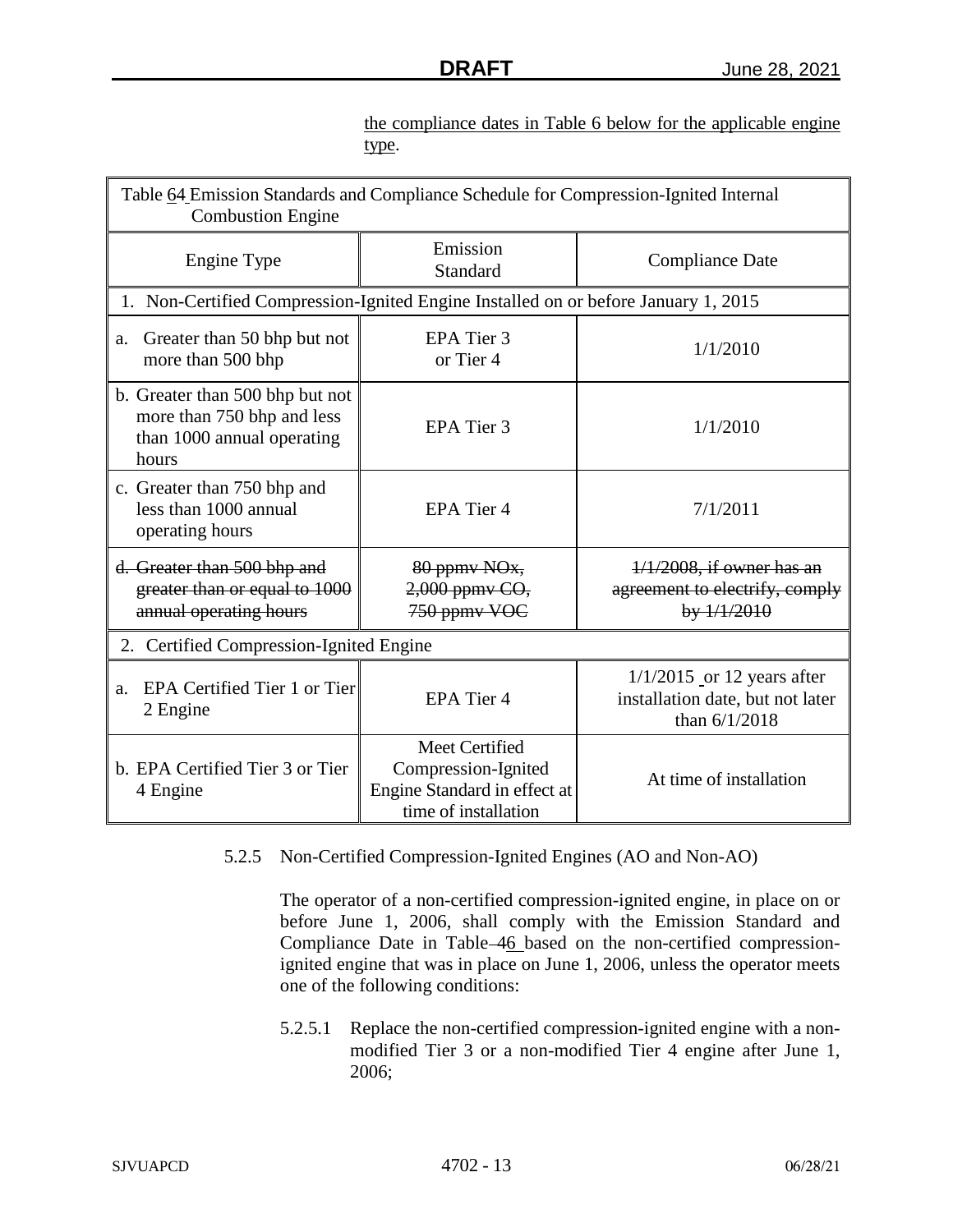the compliance dates in Table 6 below for the applicable engine type.

| Table 64 Emission Standards and Compliance Schedule for Compression-Ignited Internal Combustion Engine | | |
|---|---|---|
| Engine Type | Emission Standard | Compliance Date |
| 1. Non-Certified Compression-Ignited Engine Installed on or before January 1, 2015 | | |
| a. Greater than 50 bhp but not more than 500 bhp | EPA Tier 3 or Tier 4 | 1/1/2010 |
| b. Greater than 500 bhp but not more than 750 bhp and less than 1000 annual operating hours | EPA Tier 3 | 1/1/2010 |
| c. Greater than 750 bhp and less than 1000 annual operating hours | EPA Tier 4 | 7/1/2011 |
| ~~d. Greater than 500 bhp and greater than or equal to 1000 annual operating hours~~ | ~~80 ppmv NOx, 2,000 ppmv CO, 750 ppmv VOC~~ | ~~1/1/2008, if owner has an agreement to electrify, comply by 1/1/2010~~ |
| 2. Certified Compression-Ignited Engine | | |
| a. EPA Certified Tier 1 or Tier 2 Engine | EPA Tier 4 | 1/1/2015 or 12 years after installation date, but not later than 6/1/2018 |
| b. EPA Certified Tier 3 or Tier 4 Engine | Meet Certified Compression-Ignited Engine Standard in effect at time of installation | At time of installation |

5.2.5 Non-Certified Compression-Ignited Engines (AO and Non-AO)

The operator of a non-certified compression-ignited engine, in place on or before June 1, 2006, shall comply with the Emission Standard and Compliance Date in Table ~~4~~6 based on the non-certified compression-ignited engine that was in place on June 1, 2006, unless the operator meets one of the following conditions:

5.2.5.1 Replace the non-certified compression-ignited engine with a non-modified Tier 3 or a non-modified Tier 4 engine after June 1, 2006;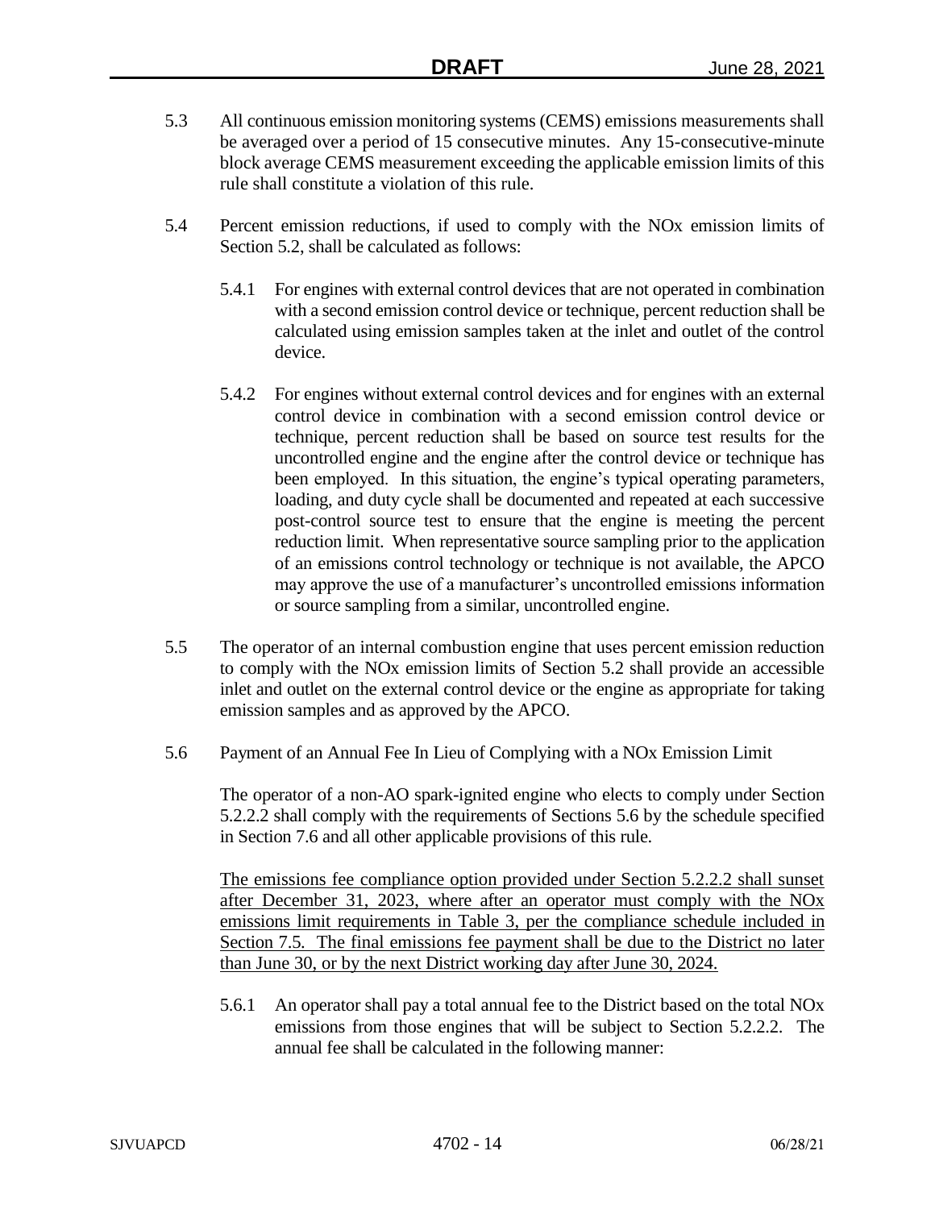5.3 All continuous emission monitoring systems (CEMS) emissions measurements shall be averaged over a period of 15 consecutive minutes. Any 15-consecutive-minute block average CEMS measurement exceeding the applicable emission limits of this rule shall constitute a violation of this rule.

5.4 Percent emission reductions, if used to comply with the NOx emission limits of Section 5.2, shall be calculated as follows:

5.4.1 For engines with external control devices that are not operated in combination with a second emission control device or technique, percent reduction shall be calculated using emission samples taken at the inlet and outlet of the control device.

5.4.2 For engines without external control devices and for engines with an external control device in combination with a second emission control device or technique, percent reduction shall be based on source test results for the uncontrolled engine and the engine after the control device or technique has been employed. In this situation, the engine's typical operating parameters, loading, and duty cycle shall be documented and repeated at each successive post-control source test to ensure that the engine is meeting the percent reduction limit. When representative source sampling prior to the application of an emissions control technology or technique is not available, the APCO may approve the use of a manufacturer's uncontrolled emissions information or source sampling from a similar, uncontrolled engine.

5.5 The operator of an internal combustion engine that uses percent emission reduction to comply with the NOx emission limits of Section 5.2 shall provide an accessible inlet and outlet on the external control device or the engine as appropriate for taking emission samples and as approved by the APCO.

5.6 Payment of an Annual Fee In Lieu of Complying with a NOx Emission Limit

The operator of a non-AO spark-ignited engine who elects to comply under Section 5.2.2.2 shall comply with the requirements of Sections 5.6 by the schedule specified in Section 7.6 and all other applicable provisions of this rule.

<u>The emissions fee compliance option provided under Section 5.2.2.2 shall sunset after December 31, 2023, where after an operator must comply with the NOx emissions limit requirements in Table 3, per the compliance schedule included in Section 7.5. The final emissions fee payment shall be due to the District no later than June 30, or by the next District working day after June 30, 2024.</u>

5.6.1 An operator shall pay a total annual fee to the District based on the total NOx emissions from those engines that will be subject to Section 5.2.2.2. The annual fee shall be calculated in the following manner: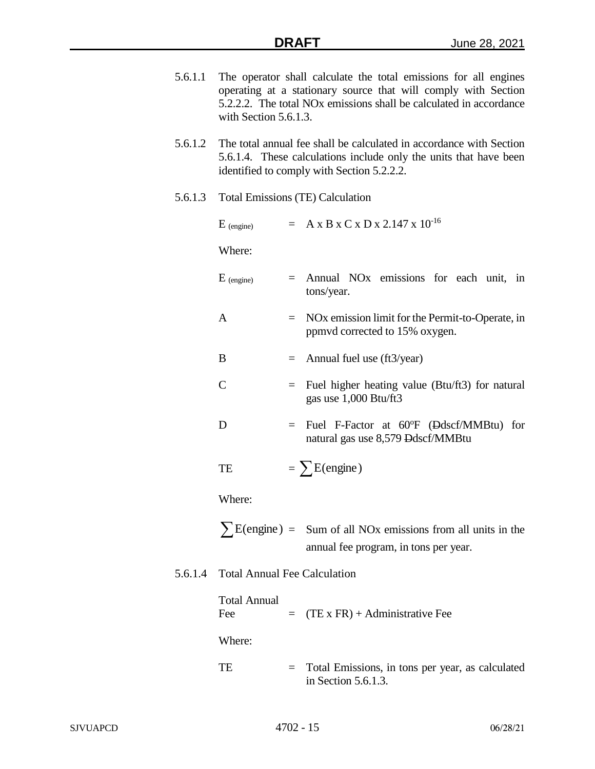5.6.1.1 The operator shall calculate the total emissions for all engines operating at a stationary source that will comply with Section 5.2.2.2. The total NOx emissions shall be calculated in accordance with Section 5.6.1.3.

5.6.1.2 The total annual fee shall be calculated in accordance with Section 5.6.1.4. These calculations include only the units that have been identified to comply with Section 5.2.2.2.

5.6.1.3 Total Emissions (TE) Calculation

$$E_{(engine)} = A \times B \times C \times D \times 2.147 \times 10^{-16}$$

Where:

$E_{(engine)}$ = Annual NOx emissions for each unit, in tons/year.

A = NOx emission limit for the Permit-to-Operate, in ppmvd corrected to 15% oxygen.

B = Annual fuel use (ft3/year)

C = Fuel higher heating value (Btu/ft3) for natural gas use 1,000 Btu/ft3

D = Fuel F-Factor at 60ºF (~~D~~dscf/MMBtu) for natural gas use 8,579 ~~D~~dscf/MMBtu

$$TE = \sum E(\text{engine})$$

Where:

$\sum E(\text{engine})$ = Sum of all NOx emissions from all units in the annual fee program, in tons per year.

5.6.1.4 Total Annual Fee Calculation

Total Annual Fee = (TE x FR) + Administrative Fee

Where:

TE = Total Emissions, in tons per year, as calculated in Section 5.6.1.3.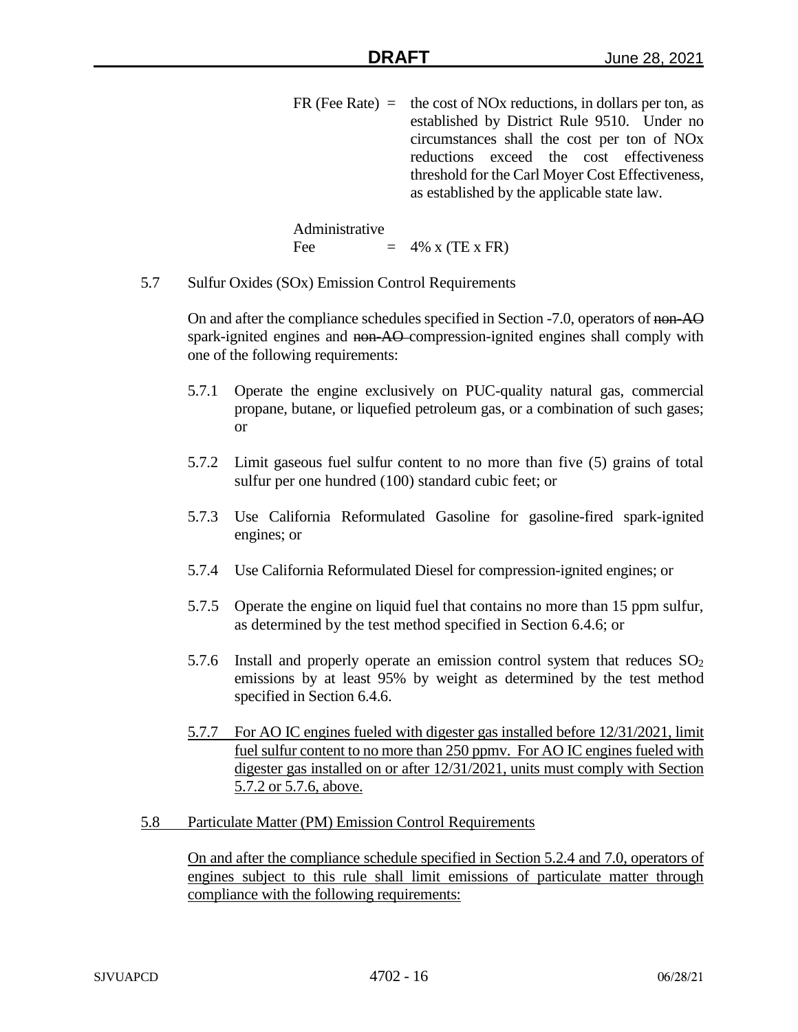FR (Fee Rate) = the cost of NOx reductions, in dollars per ton, as established by District Rule 9510. Under no circumstances shall the cost per ton of NOx reductions exceed the cost effectiveness threshold for the Carl Moyer Cost Effectiveness, as established by the applicable state law.

Administrative Fee = 4% x (TE x FR)

5.7 Sulfur Oxides (SOx) Emission Control Requirements

On and after the compliance schedules specified in Section -7.0, operators of ~~non-AO~~ spark-ignited engines and ~~non-AO~~ compression-ignited engines shall comply with one of the following requirements:

5.7.1 Operate the engine exclusively on PUC-quality natural gas, commercial propane, butane, or liquefied petroleum gas, or a combination of such gases; or

5.7.2 Limit gaseous fuel sulfur content to no more than five (5) grains of total sulfur per one hundred (100) standard cubic feet; or

5.7.3 Use California Reformulated Gasoline for gasoline-fired spark-ignited engines; or

5.7.4 Use California Reformulated Diesel for compression-ignited engines; or

5.7.5 Operate the engine on liquid fuel that contains no more than 15 ppm sulfur, as determined by the test method specified in Section 6.4.6; or

5.7.6 Install and properly operate an emission control system that reduces $SO_2$ emissions by at least 95% by weight as determined by the test method specified in Section 6.4.6.

<u>5.7.7 For AO IC engines fueled with digester gas installed before 12/31/2021, limit fuel sulfur content to no more than 250 ppmv. For AO IC engines fueled with digester gas installed on or after 12/31/2021, units must comply with Section 5.7.2 or 5.7.6, above.</u>

<u>5.8 Particulate Matter (PM) Emission Control Requirements</u>

<u>On and after the compliance schedule specified in Section 5.2.4 and 7.0, operators of engines subject to this rule shall limit emissions of particulate matter through compliance with the following requirements:</u>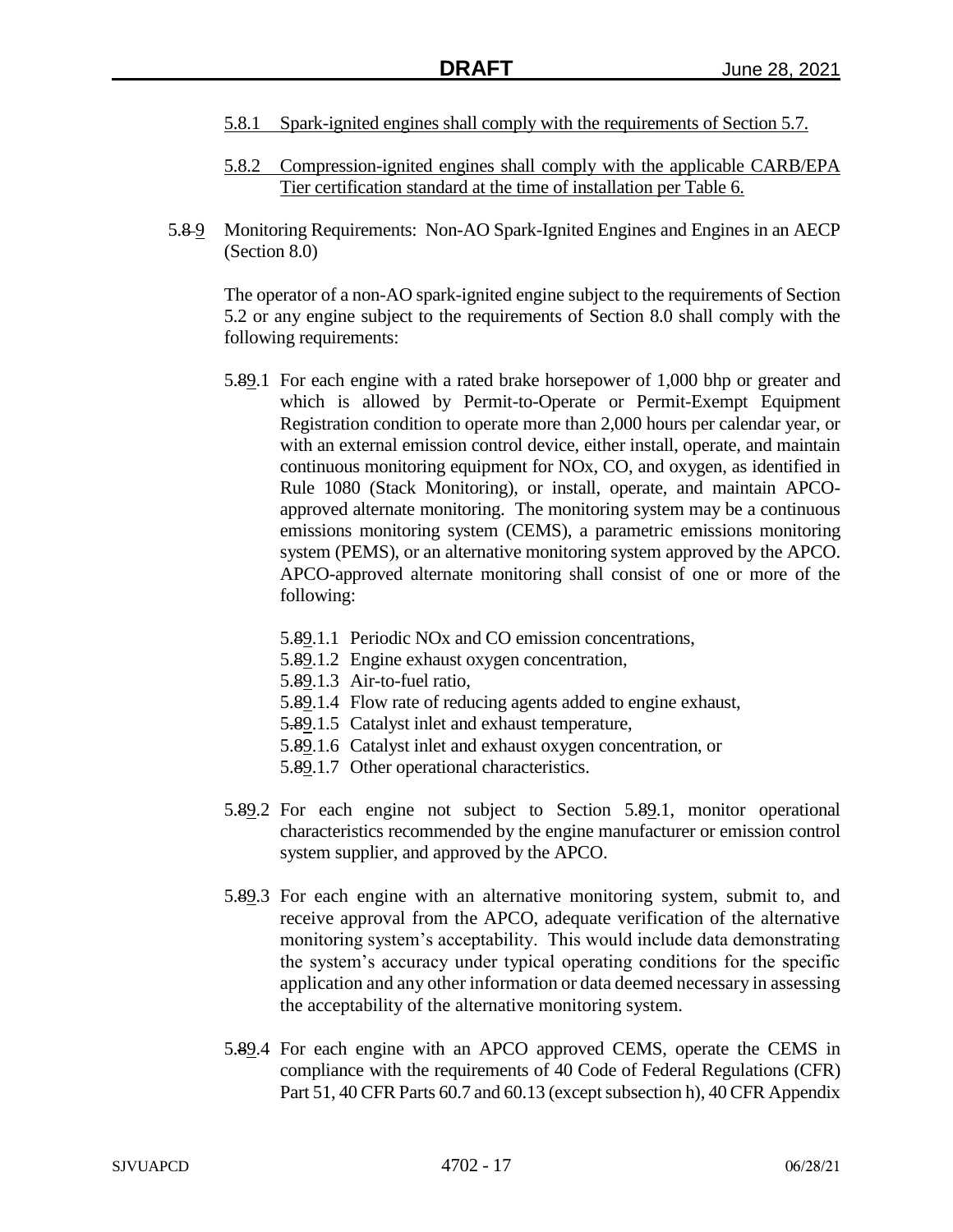5.8.1 Spark-ignited engines shall comply with the requirements of Section 5.7.

5.8.2 Compression-ignited engines shall comply with the applicable CARB/EPA Tier certification standard at the time of installation per Table 6.

5.~~8~~9 Monitoring Requirements: Non-AO Spark-Ignited Engines and Engines in an AECP (Section 8.0)

The operator of a non-AO spark-ignited engine subject to the requirements of Section 5.2 or any engine subject to the requirements of Section 8.0 shall comply with the following requirements:

5.~~8~~9.1 For each engine with a rated brake horsepower of 1,000 bhp or greater and which is allowed by Permit-to-Operate or Permit-Exempt Equipment Registration condition to operate more than 2,000 hours per calendar year, or with an external emission control device, either install, operate, and maintain continuous monitoring equipment for NOx, CO, and oxygen, as identified in Rule 1080 (Stack Monitoring), or install, operate, and maintain APCO-approved alternate monitoring. The monitoring system may be a continuous emissions monitoring system (CEMS), a parametric emissions monitoring system (PEMS), or an alternative monitoring system approved by the APCO. APCO-approved alternate monitoring shall consist of one or more of the following:

- 5.~~8~~9.1.1 Periodic NOx and CO emission concentrations,
- 5.~~8~~9.1.2 Engine exhaust oxygen concentration,
- 5.~~8~~9.1.3 Air-to-fuel ratio,
- 5.~~8~~9.1.4 Flow rate of reducing agents added to engine exhaust,
- 5.~~8~~9.1.5 Catalyst inlet and exhaust temperature,
- 5.~~8~~9.1.6 Catalyst inlet and exhaust oxygen concentration, or
- 5.~~8~~9.1.7 Other operational characteristics.

5.~~8~~9.2 For each engine not subject to Section 5.~~8~~9.1, monitor operational characteristics recommended by the engine manufacturer or emission control system supplier, and approved by the APCO.

5.~~8~~9.3 For each engine with an alternative monitoring system, submit to, and receive approval from the APCO, adequate verification of the alternative monitoring system's acceptability. This would include data demonstrating the system's accuracy under typical operating conditions for the specific application and any other information or data deemed necessary in assessing the acceptability of the alternative monitoring system.

5.~~8~~9.4 For each engine with an APCO approved CEMS, operate the CEMS in compliance with the requirements of 40 Code of Federal Regulations (CFR) Part 51, 40 CFR Parts 60.7 and 60.13 (except subsection h), 40 CFR Appendix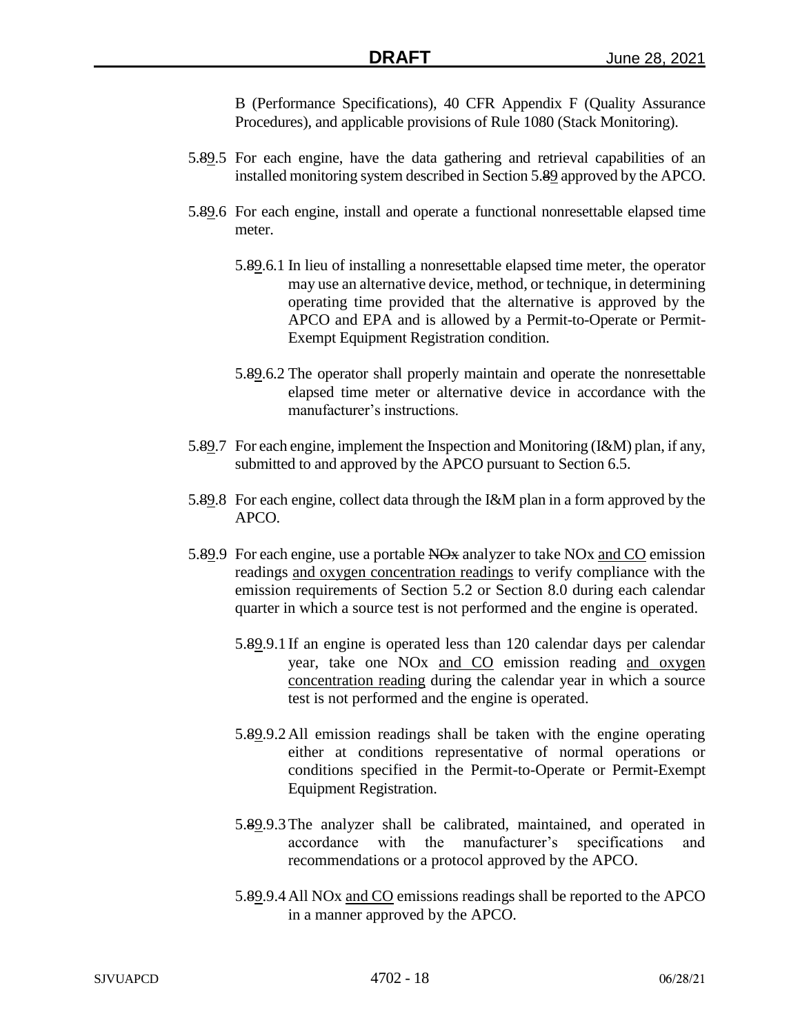B (Performance Specifications), 40 CFR Appendix F (Quality Assurance Procedures), and applicable provisions of Rule 1080 (Stack Monitoring).

5.~~8~~9.5 For each engine, have the data gathering and retrieval capabilities of an installed monitoring system described in Section 5.~~8~~9 approved by the APCO.

5.~~8~~9.6 For each engine, install and operate a functional nonresettable elapsed time meter.

5.~~8~~9.6.1 In lieu of installing a nonresettable elapsed time meter, the operator may use an alternative device, method, or technique, in determining operating time provided that the alternative is approved by the APCO and EPA and is allowed by a Permit-to-Operate or Permit-Exempt Equipment Registration condition.

5.~~8~~9.6.2 The operator shall properly maintain and operate the nonresettable elapsed time meter or alternative device in accordance with the manufacturer's instructions.

5.~~8~~9.7 For each engine, implement the Inspection and Monitoring (I&M) plan, if any, submitted to and approved by the APCO pursuant to Section 6.5.

5.~~8~~9.8 For each engine, collect data through the I&M plan in a form approved by the APCO.

5.~~8~~9.9 For each engine, use a portable ~~NOx~~ analyzer to take NOx and CO emission readings and oxygen concentration readings to verify compliance with the emission requirements of Section 5.2 or Section 8.0 during each calendar quarter in which a source test is not performed and the engine is operated.

5.~~8~~9.9.1 If an engine is operated less than 120 calendar days per calendar year, take one NOx and CO emission reading and oxygen concentration reading during the calendar year in which a source test is not performed and the engine is operated.

5.~~8~~9.9.2 All emission readings shall be taken with the engine operating either at conditions representative of normal operations or conditions specified in the Permit-to-Operate or Permit-Exempt Equipment Registration.

5.~~8~~9.9.3 The analyzer shall be calibrated, maintained, and operated in accordance with the manufacturer's specifications and recommendations or a protocol approved by the APCO.

5.~~8~~9.9.4 All NOx and CO emissions readings shall be reported to the APCO in a manner approved by the APCO.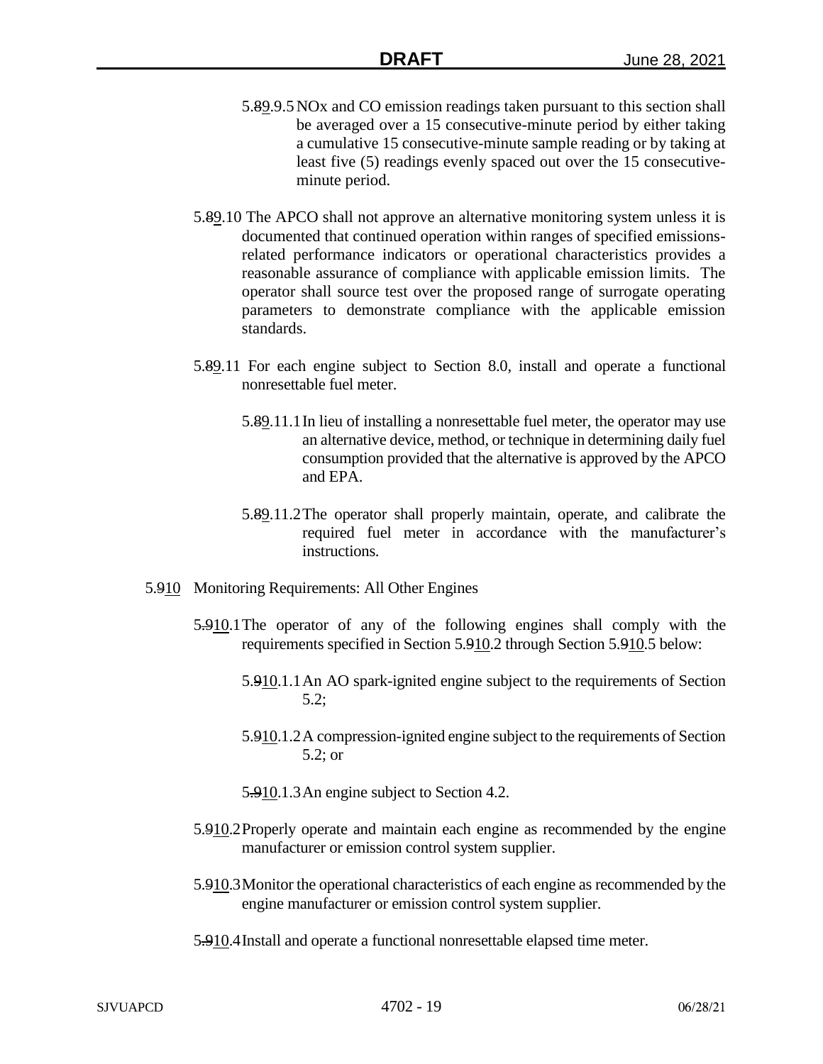5.89.9.5 NOx and CO emission readings taken pursuant to this section shall be averaged over a 15 consecutive-minute period by either taking a cumulative 15 consecutive-minute sample reading or by taking at least five (5) readings evenly spaced out over the 15 consecutive-minute period.

5.89.10 The APCO shall not approve an alternative monitoring system unless it is documented that continued operation within ranges of specified emissions-related performance indicators or operational characteristics provides a reasonable assurance of compliance with applicable emission limits. The operator shall source test over the proposed range of surrogate operating parameters to demonstrate compliance with the applicable emission standards.

5.89.11 For each engine subject to Section 8.0, install and operate a functional nonresettable fuel meter.

5.89.11.1 In lieu of installing a nonresettable fuel meter, the operator may use an alternative device, method, or technique in determining daily fuel consumption provided that the alternative is approved by the APCO and EPA.

5.89.11.2 The operator shall properly maintain, operate, and calibrate the required fuel meter in accordance with the manufacturer's instructions.

5.910 Monitoring Requirements: All Other Engines

5.910.1 The operator of any of the following engines shall comply with the requirements specified in Section 5.910.2 through Section 5.910.5 below:

5.910.1.1 An AO spark-ignited engine subject to the requirements of Section 5.2;

5.910.1.2 A compression-ignited engine subject to the requirements of Section 5.2; or

5.910.1.3 An engine subject to Section 4.2.

5.910.2 Properly operate and maintain each engine as recommended by the engine manufacturer or emission control system supplier.

5.910.3 Monitor the operational characteristics of each engine as recommended by the engine manufacturer or emission control system supplier.

5.910.4 Install and operate a functional nonresettable elapsed time meter.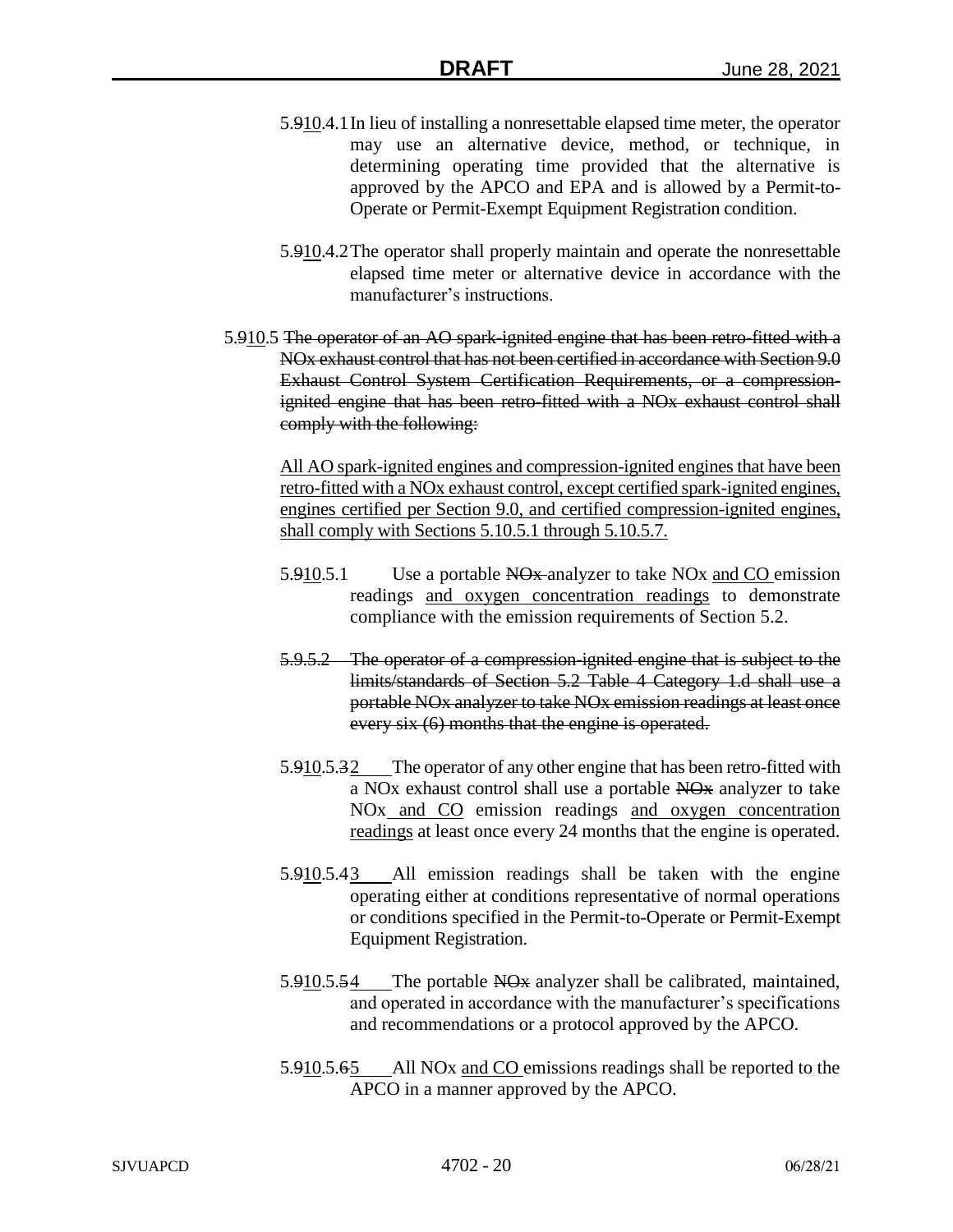5.~~9~~10.4.1 In lieu of installing a nonresettable elapsed time meter, the operator may use an alternative device, method, or technique, in determining operating time provided that the alternative is approved by the APCO and EPA and is allowed by a Permit-to-Operate or Permit-Exempt Equipment Registration condition.

5.~~9~~10.4.2 The operator shall properly maintain and operate the nonresettable elapsed time meter or alternative device in accordance with the manufacturer's instructions.

5.~~9~~10.5 ~~The operator of an AO spark-ignited engine that has been retro-fitted with a NOx exhaust control that has not been certified in accordance with Section 9.0 Exhaust Control System Certification Requirements, or a compression-ignited engine that has been retro-fitted with a NOx exhaust control shall comply with the following:~~

All AO spark-ignited engines and compression-ignited engines that have been retro-fitted with a NOx exhaust control, except certified spark-ignited engines, engines certified per Section 9.0, and certified compression-ignited engines, shall comply with Sections 5.10.5.1 through 5.10.5.7.

5.~~9~~10.5.1 Use a portable ~~NOx~~ analyzer to take NOx and CO emission readings and oxygen concentration readings to demonstrate compliance with the emission requirements of Section 5.2.

~~5.9.5.2 The operator of a compression-ignited engine that is subject to the limits/standards of Section 5.2 Table 4 Category 1.d shall use a portable NOx analyzer to take NOx emission readings at least once every six (6) months that the engine is operated.~~

5.~~9~~10.5.~~3~~2 The operator of any other engine that has been retro-fitted with a NOx exhaust control shall use a portable ~~NOx~~ analyzer to take NOx and CO emission readings and oxygen concentration readings at least once every 24 months that the engine is operated.

5.~~9~~10.5.~~4~~3 All emission readings shall be taken with the engine operating either at conditions representative of normal operations or conditions specified in the Permit-to-Operate or Permit-Exempt Equipment Registration.

5.~~9~~10.5.~~5~~4 The portable ~~NOx~~ analyzer shall be calibrated, maintained, and operated in accordance with the manufacturer's specifications and recommendations or a protocol approved by the APCO.

5.~~9~~10.5.~~6~~5 All NOx and CO emissions readings shall be reported to the APCO in a manner approved by the APCO.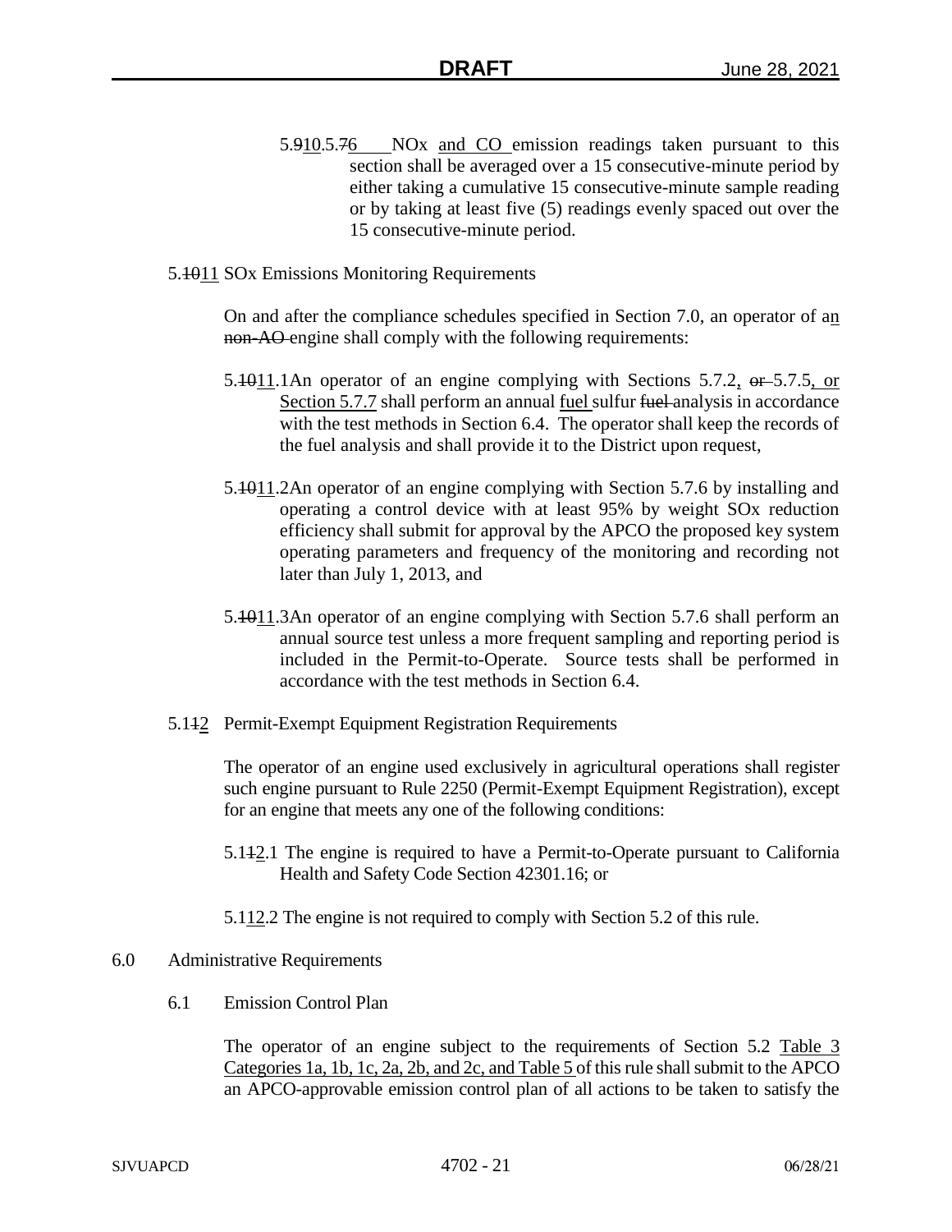5.910.5.76 NOx and CO emission readings taken pursuant to this section shall be averaged over a 15 consecutive-minute period by either taking a cumulative 15 consecutive-minute sample reading or by taking at least five (5) readings evenly spaced out over the 15 consecutive-minute period.

5.1011 SOx Emissions Monitoring Requirements

On and after the compliance schedules specified in Section 7.0, an operator of an non-AO engine shall comply with the following requirements:

5.1011.1 An operator of an engine complying with Sections 5.7.2, or 5.7.5, or Section 5.7.7 shall perform an annual fuel sulfur fuel analysis in accordance with the test methods in Section 6.4. The operator shall keep the records of the fuel analysis and shall provide it to the District upon request,

5.1011.2 An operator of an engine complying with Section 5.7.6 by installing and operating a control device with at least 95% by weight SOx reduction efficiency shall submit for approval by the APCO the proposed key system operating parameters and frequency of the monitoring and recording not later than July 1, 2013, and

5.1011.3 An operator of an engine complying with Section 5.7.6 shall perform an annual source test unless a more frequent sampling and reporting period is included in the Permit-to-Operate. Source tests shall be performed in accordance with the test methods in Section 6.4.

5.112 Permit-Exempt Equipment Registration Requirements

The operator of an engine used exclusively in agricultural operations shall register such engine pursuant to Rule 2250 (Permit-Exempt Equipment Registration), except for an engine that meets any one of the following conditions:

5.112.1 The engine is required to have a Permit-to-Operate pursuant to California Health and Safety Code Section 42301.16; or

5.112.2 The engine is not required to comply with Section 5.2 of this rule.

6.0 Administrative Requirements

6.1 Emission Control Plan

The operator of an engine subject to the requirements of Section 5.2 Table 3 Categories 1a, 1b, 1c, 2a, 2b, and 2c, and Table 5 of this rule shall submit to the APCO an APCO-approvable emission control plan of all actions to be taken to satisfy the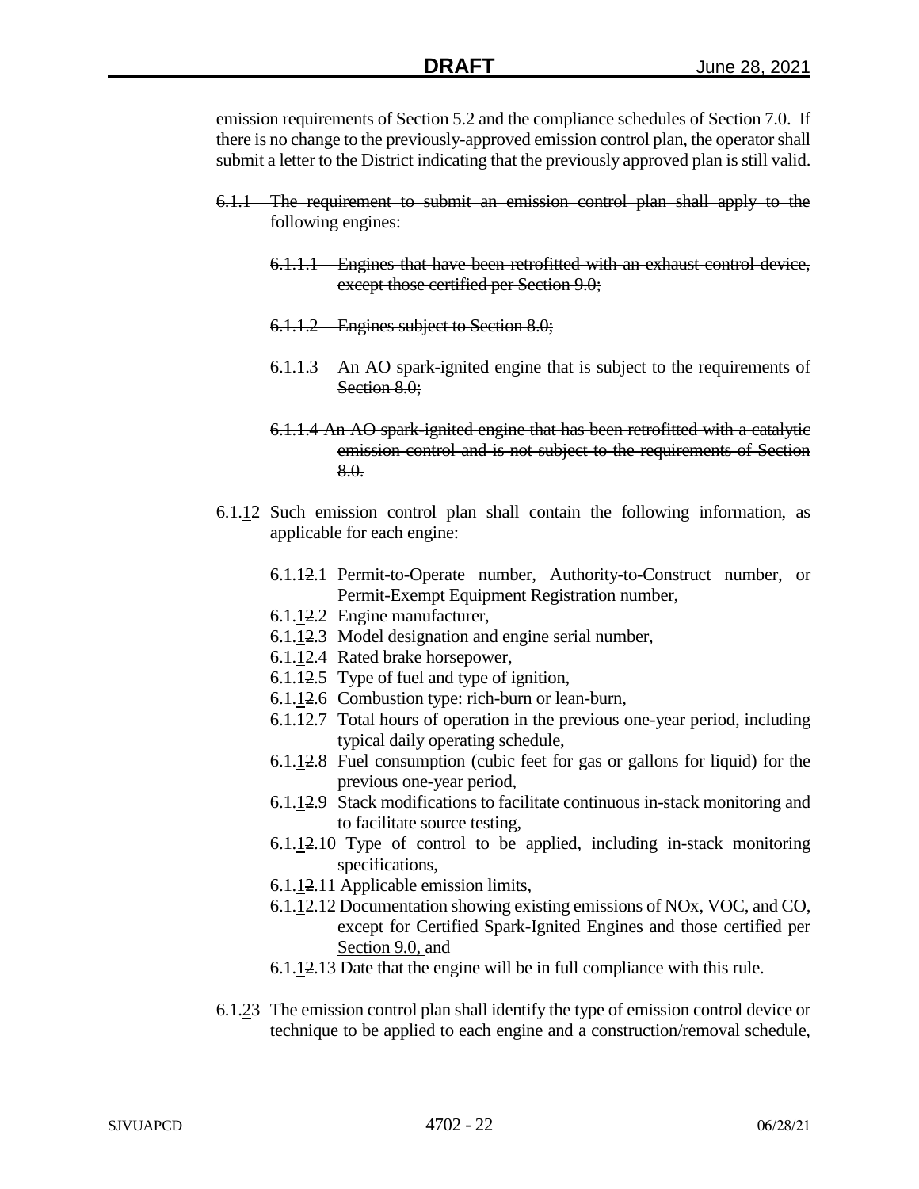emission requirements of Section 5.2 and the compliance schedules of Section 7.0. If there is no change to the previously-approved emission control plan, the operator shall submit a letter to the District indicating that the previously approved plan is still valid.

~~6.1.1 The requirement to submit an emission control plan shall apply to the following engines:~~

~~6.1.1.1 Engines that have been retrofitted with an exhaust control device, except those certified per Section 9.0;~~

~~6.1.1.2 Engines subject to Section 8.0;~~

~~6.1.1.3 An AO spark-ignited engine that is subject to the requirements of Section 8.0;~~

~~6.1.1.4 An AO spark-ignited engine that has been retrofitted with a catalytic emission control and is not subject to the requirements of Section 8.0.~~

6.1.<u>1</u>~~2~~ Such emission control plan shall contain the following information, as applicable for each engine:

- 6.1.<u>1</u>~~2~~.1 Permit-to-Operate number, Authority-to-Construct number, or Permit-Exempt Equipment Registration number,
- 6.1.<u>1</u>~~2~~.2 Engine manufacturer,
- 6.1.<u>1</u>~~2~~.3 Model designation and engine serial number,
- 6.1.<u>1</u>~~2~~.4 Rated brake horsepower,
- 6.1.<u>1</u>~~2~~.5 Type of fuel and type of ignition,
- 6.1.<u>1</u>~~2~~.6 Combustion type: rich-burn or lean-burn,
- 6.1.<u>1</u>~~2~~.7 Total hours of operation in the previous one-year period, including typical daily operating schedule,
- 6.1.<u>1</u>~~2~~.8 Fuel consumption (cubic feet for gas or gallons for liquid) for the previous one-year period,
- 6.1.<u>1</u>~~2~~.9 Stack modifications to facilitate continuous in-stack monitoring and to facilitate source testing,
- 6.1.<u>1</u>~~2~~.10 Type of control to be applied, including in-stack monitoring specifications,
- 6.1.<u>1</u>~~2~~.11 Applicable emission limits,
- 6.1.<u>1</u>~~2~~.12 Documentation showing existing emissions of NOx, VOC, and CO, <u>except for Certified Spark-Ignited Engines and those certified per Section 9.0,</u> and
- 6.1.<u>1</u>~~2~~.13 Date that the engine will be in full compliance with this rule.

6.1.<u>2</u>~~3~~ The emission control plan shall identify the type of emission control device or technique to be applied to each engine and a construction/removal schedule,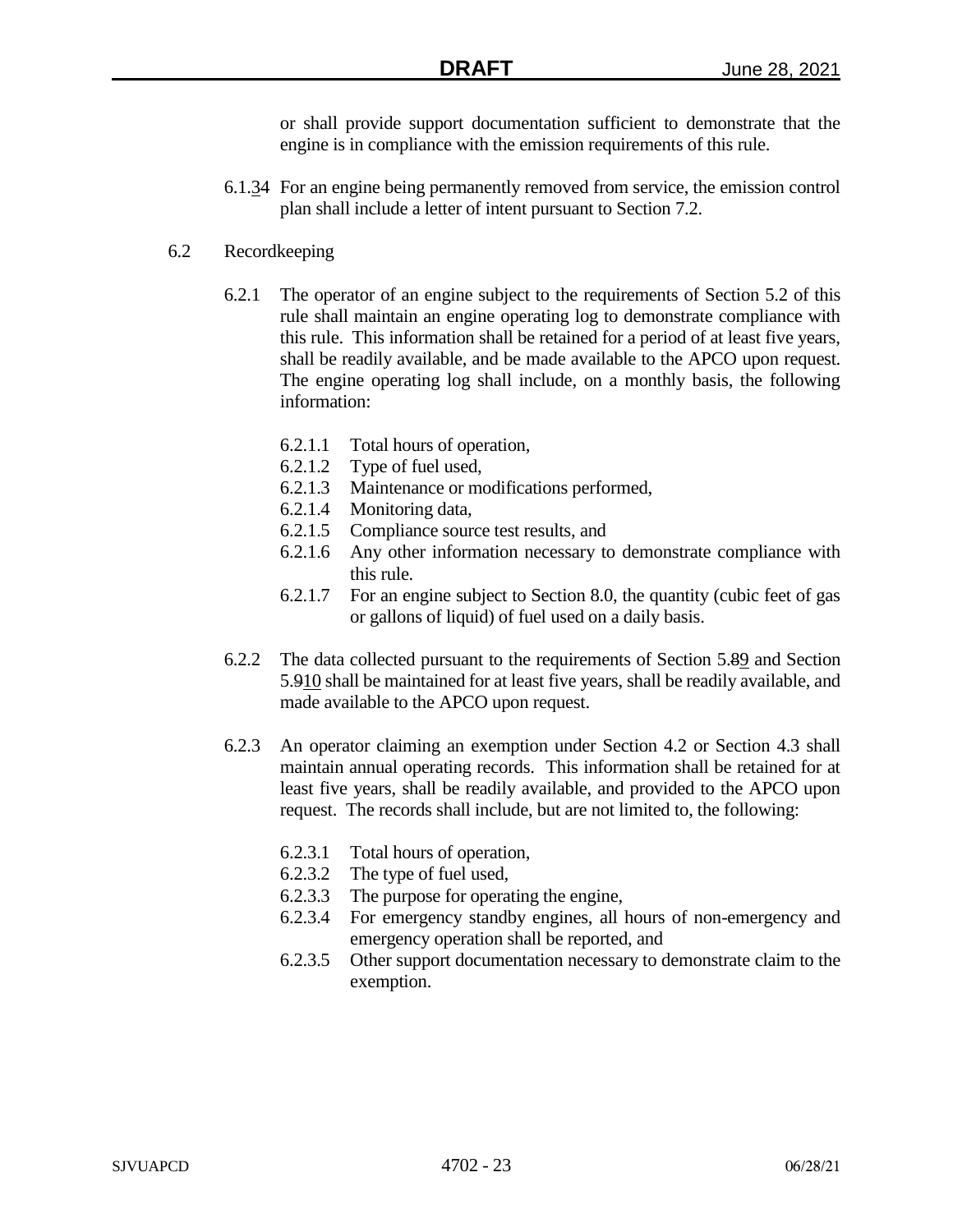or shall provide support documentation sufficient to demonstrate that the engine is in compliance with the emission requirements of this rule.

6.1.34 For an engine being permanently removed from service, the emission control plan shall include a letter of intent pursuant to Section 7.2.

6.2 Recordkeeping

6.2.1 The operator of an engine subject to the requirements of Section 5.2 of this rule shall maintain an engine operating log to demonstrate compliance with this rule. This information shall be retained for a period of at least five years, shall be readily available, and be made available to the APCO upon request. The engine operating log shall include, on a monthly basis, the following information:

6.2.1.1 Total hours of operation,
6.2.1.2 Type of fuel used,
6.2.1.3 Maintenance or modifications performed,
6.2.1.4 Monitoring data,
6.2.1.5 Compliance source test results, and
6.2.1.6 Any other information necessary to demonstrate compliance with this rule.
6.2.1.7 For an engine subject to Section 8.0, the quantity (cubic feet of gas or gallons of liquid) of fuel used on a daily basis.

6.2.2 The data collected pursuant to the requirements of Section 5.89 and Section 5.910 shall be maintained for at least five years, shall be readily available, and made available to the APCO upon request.

6.2.3 An operator claiming an exemption under Section 4.2 or Section 4.3 shall maintain annual operating records. This information shall be retained for at least five years, shall be readily available, and provided to the APCO upon request. The records shall include, but are not limited to, the following:

6.2.3.1 Total hours of operation,
6.2.3.2 The type of fuel used,
6.2.3.3 The purpose for operating the engine,
6.2.3.4 For emergency standby engines, all hours of non-emergency and emergency operation shall be reported, and
6.2.3.5 Other support documentation necessary to demonstrate claim to the exemption.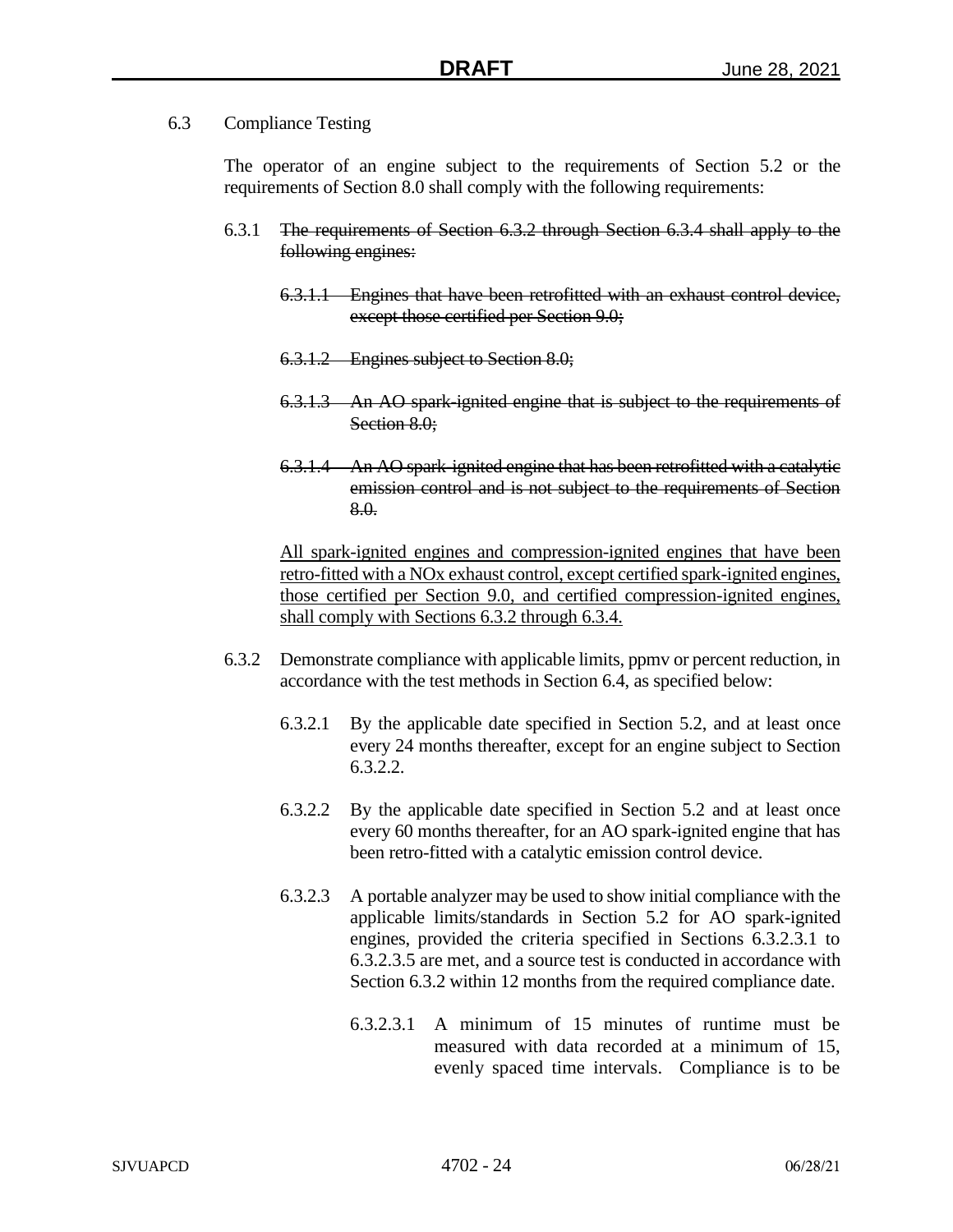6.3 Compliance Testing

The operator of an engine subject to the requirements of Section 5.2 or the requirements of Section 8.0 shall comply with the following requirements:

6.3.1 ~~The requirements of Section 6.3.2 through Section 6.3.4 shall apply to the following engines:~~

~~6.3.1.1 Engines that have been retrofitted with an exhaust control device, except those certified per Section 9.0;~~

~~6.3.1.2 Engines subject to Section 8.0;~~

~~6.3.1.3 An AO spark-ignited engine that is subject to the requirements of Section 8.0;~~

~~6.3.1.4 An AO spark-ignited engine that has been retrofitted with a catalytic emission control and is not subject to the requirements of Section 8.0.~~

<u>All spark-ignited engines and compression-ignited engines that have been retro-fitted with a NOx exhaust control, except certified spark-ignited engines, those certified per Section 9.0, and certified compression-ignited engines, shall comply with Sections 6.3.2 through 6.3.4.</u>

6.3.2 Demonstrate compliance with applicable limits, ppmv or percent reduction, in accordance with the test methods in Section 6.4, as specified below:

6.3.2.1 By the applicable date specified in Section 5.2, and at least once every 24 months thereafter, except for an engine subject to Section 6.3.2.2.

6.3.2.2 By the applicable date specified in Section 5.2 and at least once every 60 months thereafter, for an AO spark-ignited engine that has been retro-fitted with a catalytic emission control device.

6.3.2.3 A portable analyzer may be used to show initial compliance with the applicable limits/standards in Section 5.2 for AO spark-ignited engines, provided the criteria specified in Sections 6.3.2.3.1 to 6.3.2.3.5 are met, and a source test is conducted in accordance with Section 6.3.2 within 12 months from the required compliance date.

6.3.2.3.1 A minimum of 15 minutes of runtime must be measured with data recorded at a minimum of 15, evenly spaced time intervals. Compliance is to be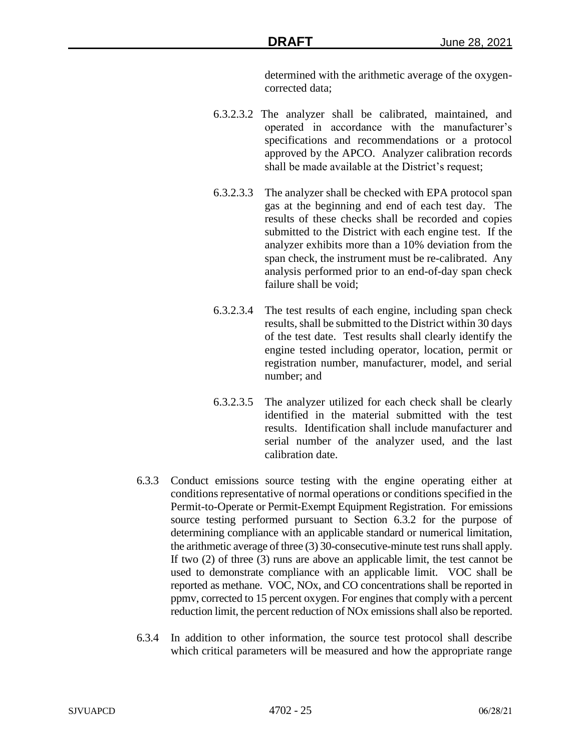determined with the arithmetic average of the oxygen-corrected data;

6.3.2.3.2 The analyzer shall be calibrated, maintained, and operated in accordance with the manufacturer's specifications and recommendations or a protocol approved by the APCO. Analyzer calibration records shall be made available at the District's request;

6.3.2.3.3 The analyzer shall be checked with EPA protocol span gas at the beginning and end of each test day. The results of these checks shall be recorded and copies submitted to the District with each engine test. If the analyzer exhibits more than a 10% deviation from the span check, the instrument must be re-calibrated. Any analysis performed prior to an end-of-day span check failure shall be void;

6.3.2.3.4 The test results of each engine, including span check results, shall be submitted to the District within 30 days of the test date. Test results shall clearly identify the engine tested including operator, location, permit or registration number, manufacturer, model, and serial number; and

6.3.2.3.5 The analyzer utilized for each check shall be clearly identified in the material submitted with the test results. Identification shall include manufacturer and serial number of the analyzer used, and the last calibration date.

6.3.3 Conduct emissions source testing with the engine operating either at conditions representative of normal operations or conditions specified in the Permit-to-Operate or Permit-Exempt Equipment Registration. For emissions source testing performed pursuant to Section 6.3.2 for the purpose of determining compliance with an applicable standard or numerical limitation, the arithmetic average of three (3) 30-consecutive-minute test runs shall apply. If two (2) of three (3) runs are above an applicable limit, the test cannot be used to demonstrate compliance with an applicable limit. VOC shall be reported as methane. VOC, NOx, and CO concentrations shall be reported in ppmv, corrected to 15 percent oxygen. For engines that comply with a percent reduction limit, the percent reduction of NOx emissions shall also be reported.

6.3.4 In addition to other information, the source test protocol shall describe which critical parameters will be measured and how the appropriate range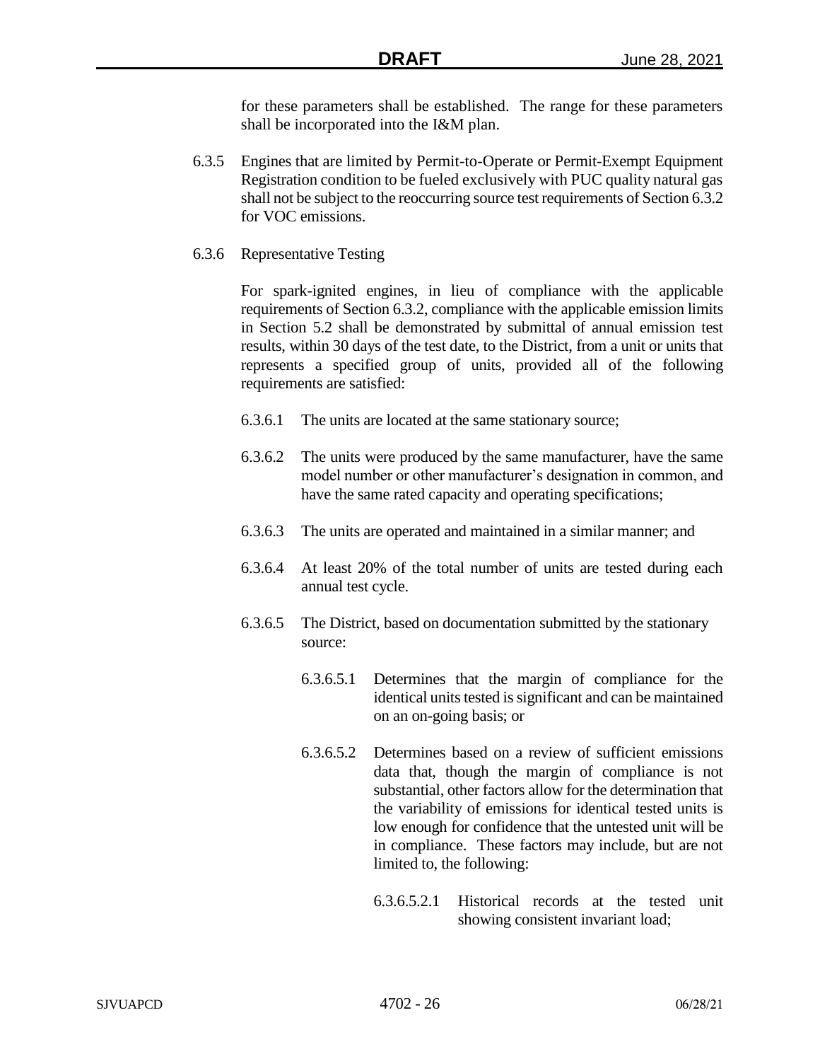for these parameters shall be established. The range for these parameters shall be incorporated into the I&M plan.

6.3.5 Engines that are limited by Permit-to-Operate or Permit-Exempt Equipment Registration condition to be fueled exclusively with PUC quality natural gas shall not be subject to the reoccurring source test requirements of Section 6.3.2 for VOC emissions.

6.3.6 Representative Testing

For spark-ignited engines, in lieu of compliance with the applicable requirements of Section 6.3.2, compliance with the applicable emission limits in Section 5.2 shall be demonstrated by submittal of annual emission test results, within 30 days of the test date, to the District, from a unit or units that represents a specified group of units, provided all of the following requirements are satisfied:

6.3.6.1 The units are located at the same stationary source;

6.3.6.2 The units were produced by the same manufacturer, have the same model number or other manufacturer's designation in common, and have the same rated capacity and operating specifications;

6.3.6.3 The units are operated and maintained in a similar manner; and

6.3.6.4 At least 20% of the total number of units are tested during each annual test cycle.

6.3.6.5 The District, based on documentation submitted by the stationary source:

6.3.6.5.1 Determines that the margin of compliance for the identical units tested is significant and can be maintained on an on-going basis; or

6.3.6.5.2 Determines based on a review of sufficient emissions data that, though the margin of compliance is not substantial, other factors allow for the determination that the variability of emissions for identical tested units is low enough for confidence that the untested unit will be in compliance. These factors may include, but are not limited to, the following:

6.3.6.5.2.1 Historical records at the tested unit showing consistent invariant load;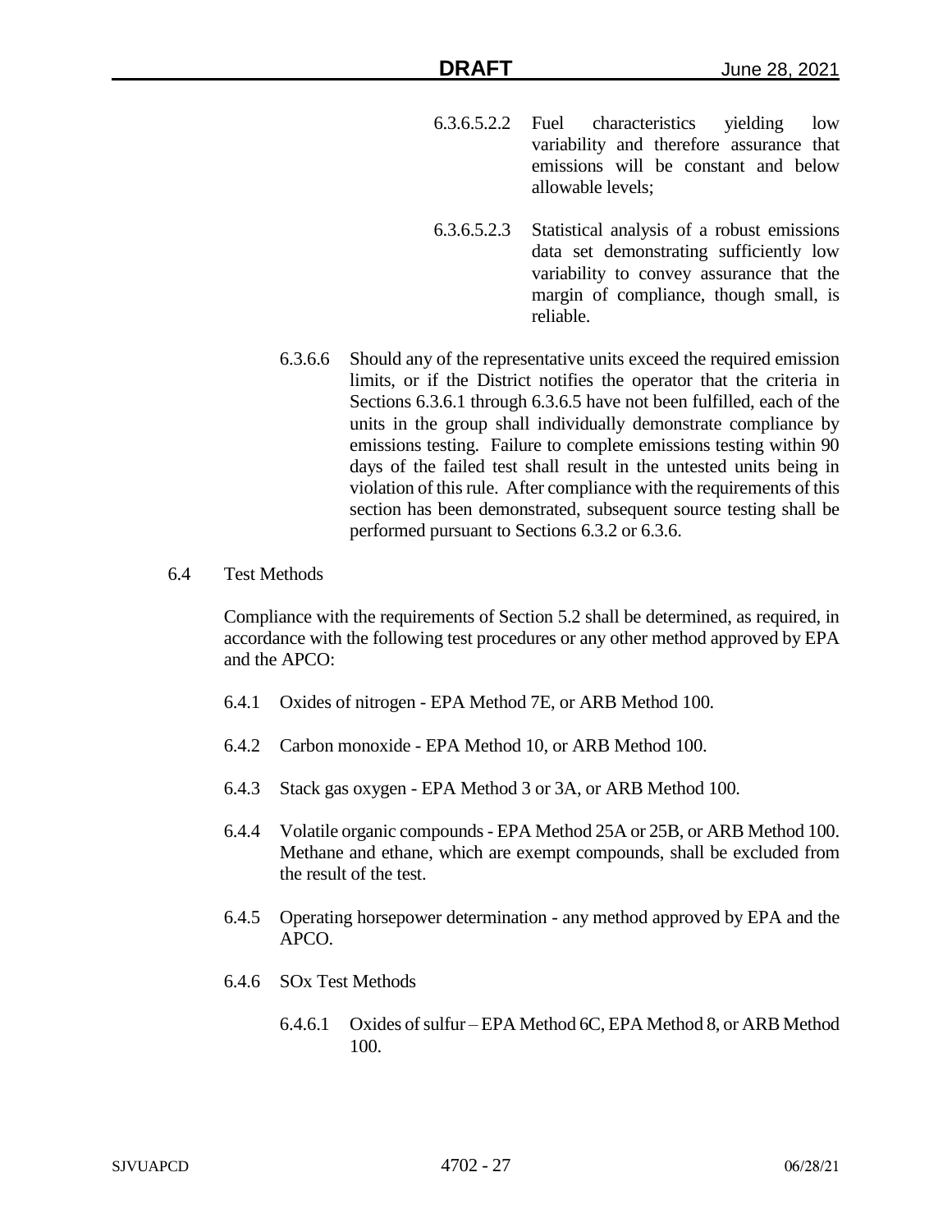6.3.6.5.2.2 Fuel characteristics yielding low variability and therefore assurance that emissions will be constant and below allowable levels;

6.3.6.5.2.3 Statistical analysis of a robust emissions data set demonstrating sufficiently low variability to convey assurance that the margin of compliance, though small, is reliable.

6.3.6.6 Should any of the representative units exceed the required emission limits, or if the District notifies the operator that the criteria in Sections 6.3.6.1 through 6.3.6.5 have not been fulfilled, each of the units in the group shall individually demonstrate compliance by emissions testing. Failure to complete emissions testing within 90 days of the failed test shall result in the untested units being in violation of this rule. After compliance with the requirements of this section has been demonstrated, subsequent source testing shall be performed pursuant to Sections 6.3.2 or 6.3.6.

6.4 Test Methods

Compliance with the requirements of Section 5.2 shall be determined, as required, in accordance with the following test procedures or any other method approved by EPA and the APCO:

6.4.1 Oxides of nitrogen - EPA Method 7E, or ARB Method 100.

6.4.2 Carbon monoxide - EPA Method 10, or ARB Method 100.

6.4.3 Stack gas oxygen - EPA Method 3 or 3A, or ARB Method 100.

6.4.4 Volatile organic compounds - EPA Method 25A or 25B, or ARB Method 100. Methane and ethane, which are exempt compounds, shall be excluded from the result of the test.

6.4.5 Operating horsepower determination - any method approved by EPA and the APCO.

6.4.6 SOx Test Methods

6.4.6.1 Oxides of sulfur – EPA Method 6C, EPA Method 8, or ARB Method 100.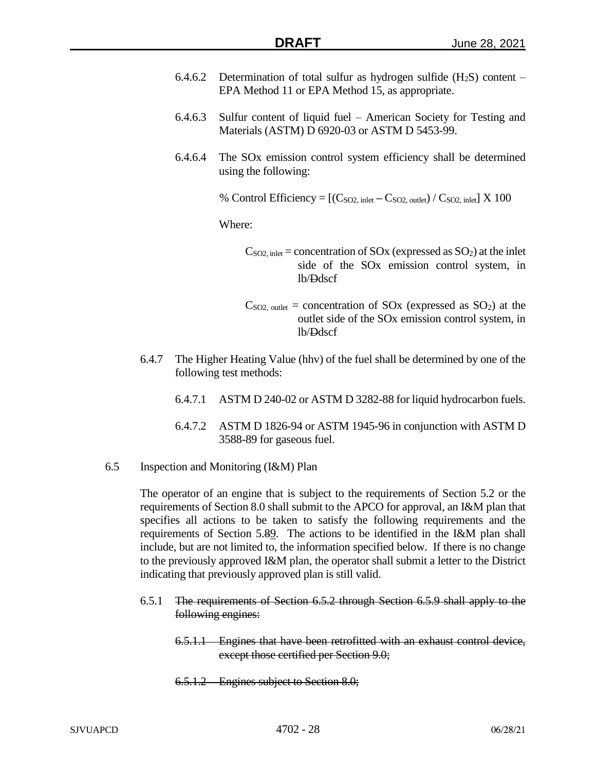6.4.6.2 Determination of total sulfur as hydrogen sulfide ($H_2S$) content – EPA Method 11 or EPA Method 15, as appropriate.

6.4.6.3 Sulfur content of liquid fuel – American Society for Testing and Materials (ASTM) D 6920-03 or ASTM D 5453-99.

6.4.6.4 The SOx emission control system efficiency shall be determined using the following:

$$\% \text{ Control Efficiency} = [(C_{SO2, inlet} - C_{SO2, outlet}) / C_{SO2, inlet}] \times 100$$

Where:

$C_{SO2, inlet}$ = concentration of SOx (expressed as $SO_2$) at the inlet side of the SOx emission control system, in lb/~~D~~dscf

$C_{SO2, outlet}$ = concentration of SOx (expressed as $SO_2$) at the outlet side of the SOx emission control system, in lb/~~D~~dscf

6.4.7 The Higher Heating Value (hhv) of the fuel shall be determined by one of the following test methods:

6.4.7.1 ASTM D 240-02 or ASTM D 3282-88 for liquid hydrocarbon fuels.

6.4.7.2 ASTM D 1826-94 or ASTM 1945-96 in conjunction with ASTM D 3588-89 for gaseous fuel.

6.5 Inspection and Monitoring (I&M) Plan

The operator of an engine that is subject to the requirements of Section 5.2 or the requirements of Section 8.0 shall submit to the APCO for approval, an I&M plan that specifies all actions to be taken to satisfy the following requirements and the requirements of Section 5.~~8~~9. The actions to be identified in the I&M plan shall include, but are not limited to, the information specified below. If there is no change to the previously approved I&M plan, the operator shall submit a letter to the District indicating that previously approved plan is still valid.

6.5.1 ~~The requirements of Section 6.5.2 through Section 6.5.9 shall apply to the following engines:~~

~~6.5.1.1 Engines that have been retrofitted with an exhaust control device, except those certified per Section 9.0;~~

~~6.5.1.2 Engines subject to Section 8.0;~~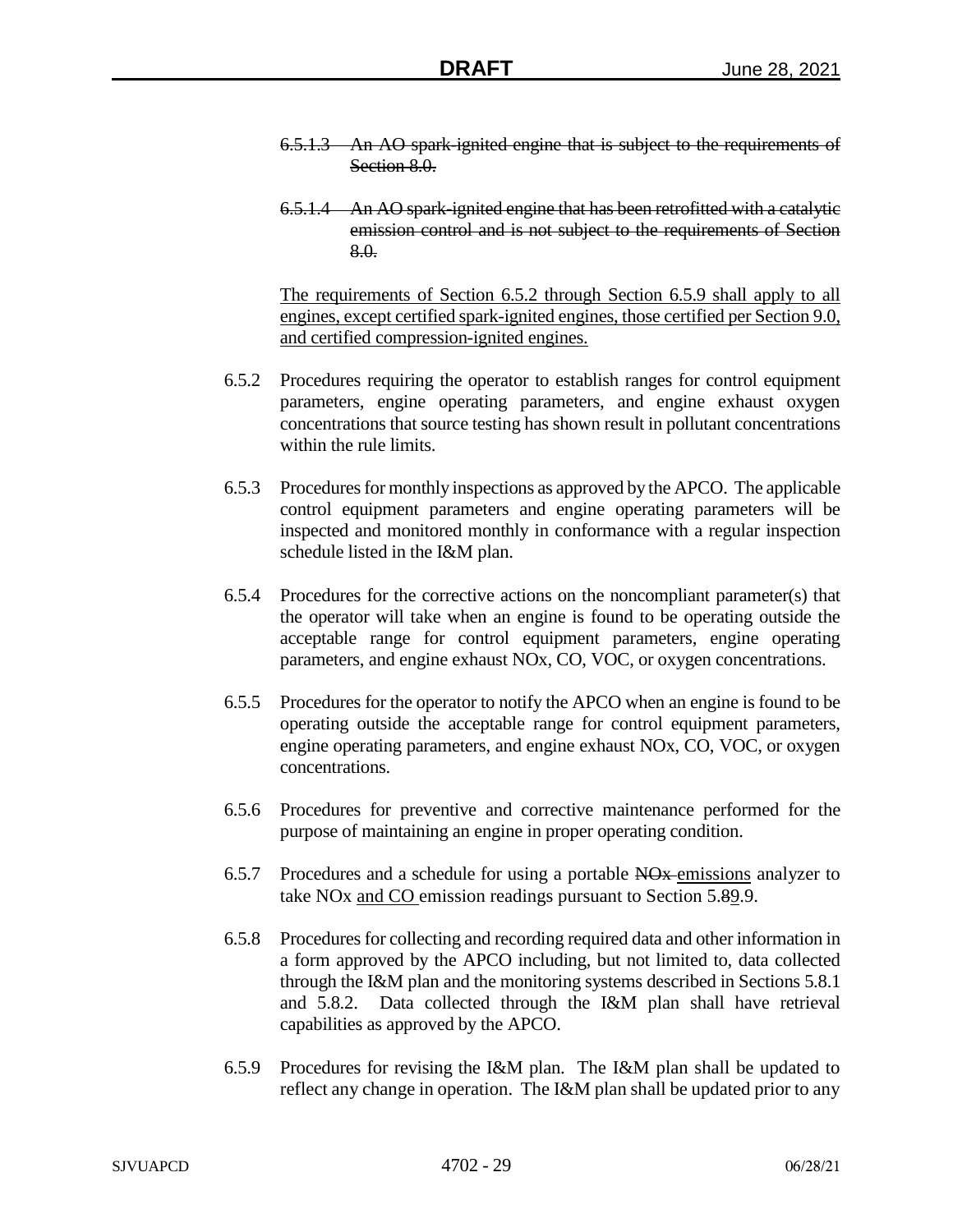~~6.5.1.3 An AO spark-ignited engine that is subject to the requirements of Section 8.0.~~

~~6.5.1.4 An AO spark-ignited engine that has been retrofitted with a catalytic emission control and is not subject to the requirements of Section 8.0.~~

<u>The requirements of Section 6.5.2 through Section 6.5.9 shall apply to all engines, except certified spark-ignited engines, those certified per Section 9.0, and certified compression-ignited engines.</u>

6.5.2 Procedures requiring the operator to establish ranges for control equipment parameters, engine operating parameters, and engine exhaust oxygen concentrations that source testing has shown result in pollutant concentrations within the rule limits.

6.5.3 Procedures for monthly inspections as approved by the APCO. The applicable control equipment parameters and engine operating parameters will be inspected and monitored monthly in conformance with a regular inspection schedule listed in the I&M plan.

6.5.4 Procedures for the corrective actions on the noncompliant parameter(s) that the operator will take when an engine is found to be operating outside the acceptable range for control equipment parameters, engine operating parameters, and engine exhaust NOx, CO, VOC, or oxygen concentrations.

6.5.5 Procedures for the operator to notify the APCO when an engine is found to be operating outside the acceptable range for control equipment parameters, engine operating parameters, and engine exhaust NOx, CO, VOC, or oxygen concentrations.

6.5.6 Procedures for preventive and corrective maintenance performed for the purpose of maintaining an engine in proper operating condition.

6.5.7 Procedures and a schedule for using a portable ~~NOx~~ <u>emissions</u> analyzer to take NOx <u>and CO</u> emission readings pursuant to Section 5.~~8~~<u>9</u>.9.

6.5.8 Procedures for collecting and recording required data and other information in a form approved by the APCO including, but not limited to, data collected through the I&M plan and the monitoring systems described in Sections 5.8.1 and 5.8.2. Data collected through the I&M plan shall have retrieval capabilities as approved by the APCO.

6.5.9 Procedures for revising the I&M plan. The I&M plan shall be updated to reflect any change in operation. The I&M plan shall be updated prior to any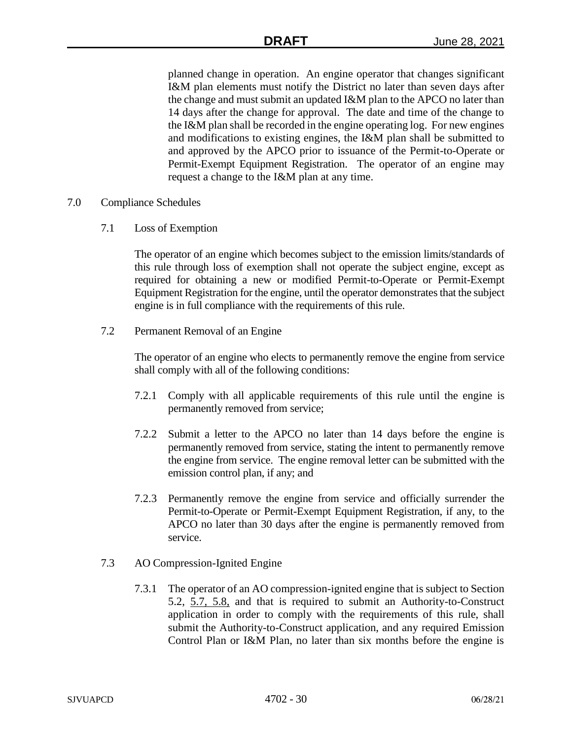planned change in operation. An engine operator that changes significant I&M plan elements must notify the District no later than seven days after the change and must submit an updated I&M plan to the APCO no later than 14 days after the change for approval. The date and time of the change to the I&M plan shall be recorded in the engine operating log. For new engines and modifications to existing engines, the I&M plan shall be submitted to and approved by the APCO prior to issuance of the Permit-to-Operate or Permit-Exempt Equipment Registration. The operator of an engine may request a change to the I&M plan at any time.

## 7.0 Compliance Schedules

### 7.1 Loss of Exemption

The operator of an engine which becomes subject to the emission limits/standards of this rule through loss of exemption shall not operate the subject engine, except as required for obtaining a new or modified Permit-to-Operate or Permit-Exempt Equipment Registration for the engine, until the operator demonstrates that the subject engine is in full compliance with the requirements of this rule.

### 7.2 Permanent Removal of an Engine

The operator of an engine who elects to permanently remove the engine from service shall comply with all of the following conditions:

7.2.1 Comply with all applicable requirements of this rule until the engine is permanently removed from service;

7.2.2 Submit a letter to the APCO no later than 14 days before the engine is permanently removed from service, stating the intent to permanently remove the engine from service. The engine removal letter can be submitted with the emission control plan, if any; and

7.2.3 Permanently remove the engine from service and officially surrender the Permit-to-Operate or Permit-Exempt Equipment Registration, if any, to the APCO no later than 30 days after the engine is permanently removed from service.

### 7.3 AO Compression-Ignited Engine

7.3.1 The operator of an AO compression-ignited engine that is subject to Section 5.2, 5.7, 5.8, and that is required to submit an Authority-to-Construct application in order to comply with the requirements of this rule, shall submit the Authority-to-Construct application, and any required Emission Control Plan or I&M Plan, no later than six months before the engine is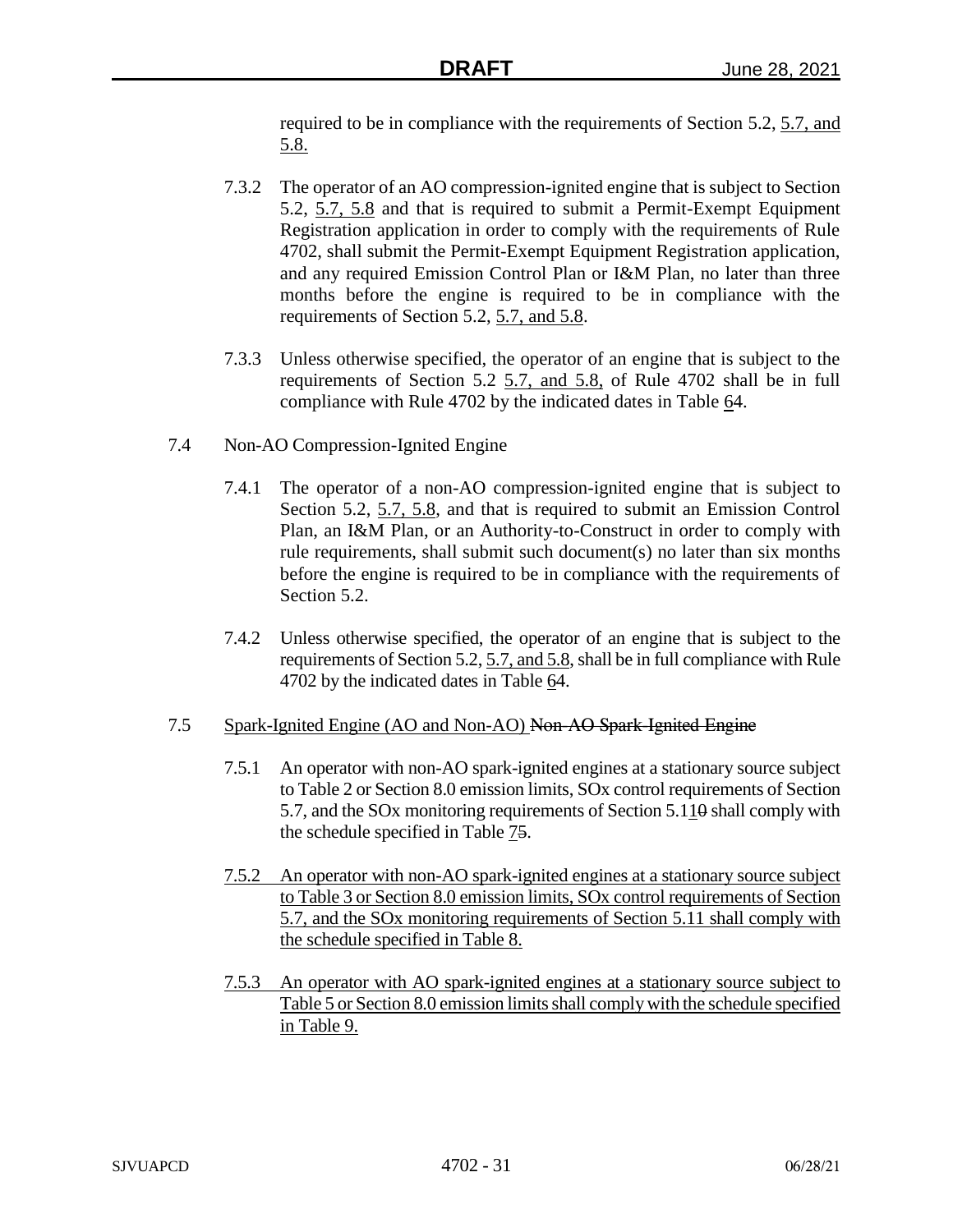required to be in compliance with the requirements of Section 5.2, <u>5.7, and 5.8.</u>

7.3.2 The operator of an AO compression-ignited engine that is subject to Section 5.2, <u>5.7, 5.8</u> and that is required to submit a Permit-Exempt Equipment Registration application in order to comply with the requirements of Rule 4702, shall submit the Permit-Exempt Equipment Registration application, and any required Emission Control Plan or I&M Plan, no later than three months before the engine is required to be in compliance with the requirements of Section 5.2, <u>5.7, and 5.8</u>.

7.3.3 Unless otherwise specified, the operator of an engine that is subject to the requirements of Section 5.2 <u>5.7, and 5.8,</u> of Rule 4702 shall be in full compliance with Rule 4702 by the indicated dates in Table <u>6</u>~~4~~.

7.4 Non-AO Compression-Ignited Engine

7.4.1 The operator of a non-AO compression-ignited engine that is subject to Section 5.2, <u>5.7, 5.8</u>, and that is required to submit an Emission Control Plan, an I&M Plan, or an Authority-to-Construct in order to comply with rule requirements, shall submit such document(s) no later than six months before the engine is required to be in compliance with the requirements of Section 5.2.

7.4.2 Unless otherwise specified, the operator of an engine that is subject to the requirements of Section 5.2, <u>5.7, and 5.8</u>, shall be in full compliance with Rule 4702 by the indicated dates in Table <u>6</u>~~4~~.

7.5 <u>Spark-Ignited Engine (AO and Non-AO)</u> ~~Non-AO Spark-Ignited Engine~~

7.5.1 An operator with non-AO spark-ignited engines at a stationary source subject to Table 2 or Section 8.0 emission limits, SOx control requirements of Section 5.7, and the SOx monitoring requirements of Section 5.1<u>1</u>~~0~~ shall comply with the schedule specified in Table <u>7</u>~~5~~.

<u>7.5.2 An operator with non-AO spark-ignited engines at a stationary source subject to Table 3 or Section 8.0 emission limits, SOx control requirements of Section 5.7, and the SOx monitoring requirements of Section 5.11 shall comply with the schedule specified in Table 8.</u>

<u>7.5.3 An operator with AO spark-ignited engines at a stationary source subject to Table 5 or Section 8.0 emission limits shall comply with the schedule specified in Table 9.</u>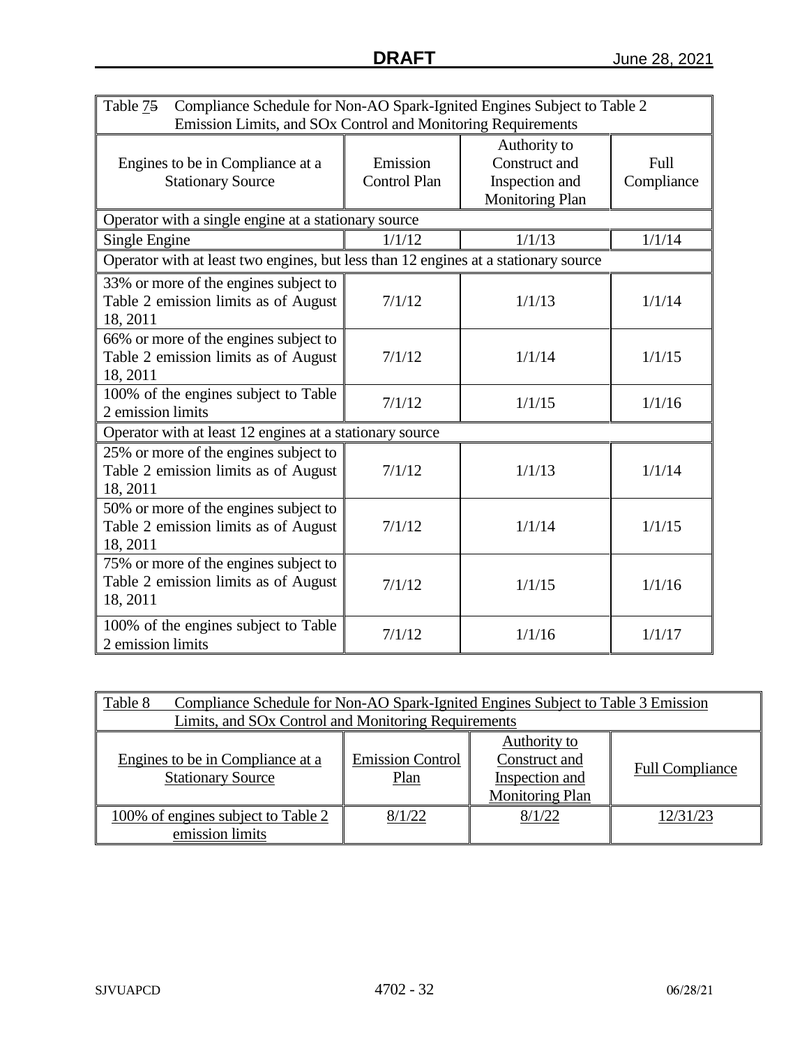| Table 75 Compliance Schedule for Non-AO Spark-Ignited Engines Subject to Table 2 Emission Limits, and SOx Control and Monitoring Requirements | | | |
|---|---|---|---|
| Engines to be in Compliance at a Stationary Source | Emission Control Plan | Authority to Construct and Inspection and Monitoring Plan | Full Compliance |
| Operator with a single engine at a stationary source | | | |
| Single Engine | 1/1/12 | 1/1/13 | 1/1/14 |
| Operator with at least two engines, but less than 12 engines at a stationary source | | | |
| 33% or more of the engines subject to Table 2 emission limits as of August 18, 2011 | 7/1/12 | 1/1/13 | 1/1/14 |
| 66% or more of the engines subject to Table 2 emission limits as of August 18, 2011 | 7/1/12 | 1/1/14 | 1/1/15 |
| 100% of the engines subject to Table 2 emission limits | 7/1/12 | 1/1/15 | 1/1/16 |
| Operator with at least 12 engines at a stationary source | | | |
| 25% or more of the engines subject to Table 2 emission limits as of August 18, 2011 | 7/1/12 | 1/1/13 | 1/1/14 |
| 50% or more of the engines subject to Table 2 emission limits as of August 18, 2011 | 7/1/12 | 1/1/14 | 1/1/15 |
| 75% or more of the engines subject to Table 2 emission limits as of August 18, 2011 | 7/1/12 | 1/1/15 | 1/1/16 |
| 100% of the engines subject to Table 2 emission limits | 7/1/12 | 1/1/16 | 1/1/17 |

| Table 8 Compliance Schedule for Non-AO Spark-Ignited Engines Subject to Table 3 Emission Limits, and SOx Control and Monitoring Requirements | | | |
|---|---|---|---|
| Engines to be in Compliance at a Stationary Source | Emission Control Plan | Authority to Construct and Inspection and Monitoring Plan | Full Compliance |
| 100% of engines subject to Table 2 emission limits | 8/1/22 | 8/1/22 | 12/31/23 |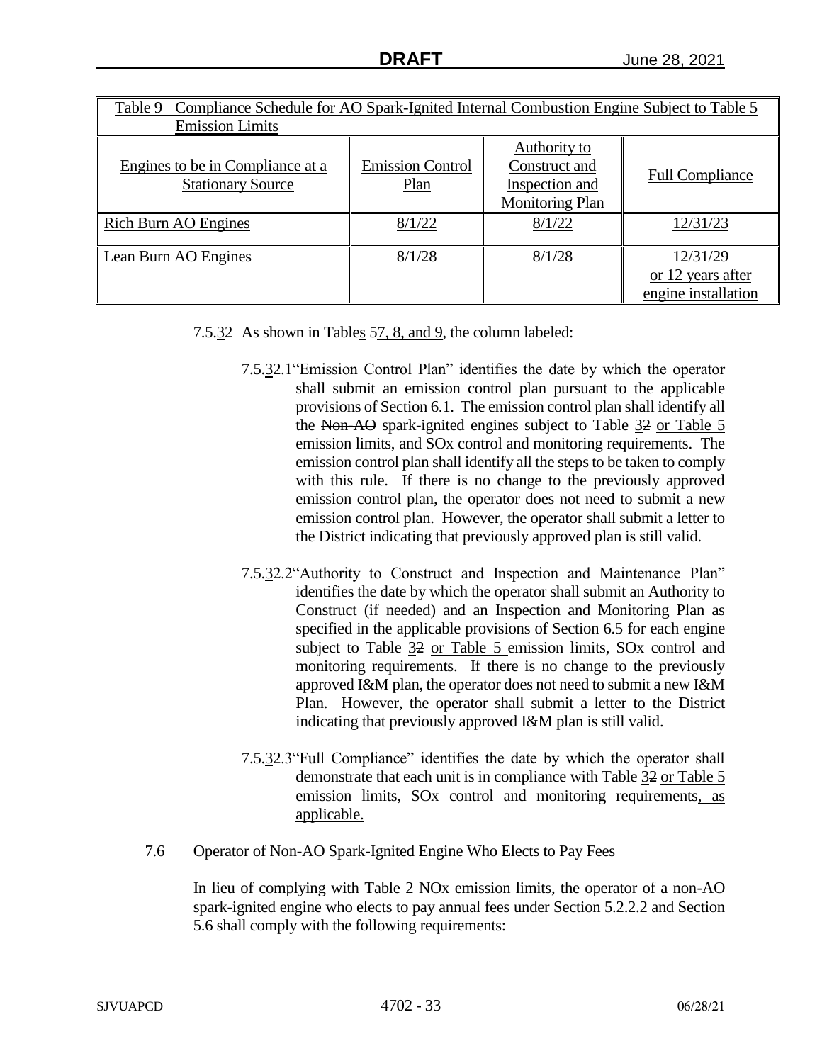| Table 9 Compliance Schedule for AO Spark-Ignited Internal Combustion Engine Subject to Table 5 Emission Limits | | | |
|---|---|---|---|
| Engines to be in Compliance at a Stationary Source | Emission Control Plan | Authority to Construct and Inspection and Monitoring Plan | Full Compliance |
| Rich Burn AO Engines | 8/1/22 | 8/1/22 | 12/31/23 |
| Lean Burn AO Engines | 8/1/28 | 8/1/28 | 12/31/29 or 12 years after engine installation |

7.5.32 As shown in Tables 57, 8, and 9, the column labeled:

7.5.32.1 "Emission Control Plan" identifies the date by which the operator shall submit an emission control plan pursuant to the applicable provisions of Section 6.1. The emission control plan shall identify all the Non-AO spark-ignited engines subject to Table 32 or Table 5 emission limits, and SOx control and monitoring requirements. The emission control plan shall identify all the steps to be taken to comply with this rule. If there is no change to the previously approved emission control plan, the operator does not need to submit a new emission control plan. However, the operator shall submit a letter to the District indicating that previously approved plan is still valid.

7.5.32.2 "Authority to Construct and Inspection and Maintenance Plan" identifies the date by which the operator shall submit an Authority to Construct (if needed) and an Inspection and Monitoring Plan as specified in the applicable provisions of Section 6.5 for each engine subject to Table 32 or Table 5 emission limits, SOx control and monitoring requirements. If there is no change to the previously approved I&M plan, the operator does not need to submit a new I&M Plan. However, the operator shall submit a letter to the District indicating that previously approved I&M plan is still valid.

7.5.32.3 "Full Compliance" identifies the date by which the operator shall demonstrate that each unit is in compliance with Table 32 or Table 5 emission limits, SOx control and monitoring requirements, as applicable.

7.6 Operator of Non-AO Spark-Ignited Engine Who Elects to Pay Fees

In lieu of complying with Table 2 NOx emission limits, the operator of a non-AO spark-ignited engine who elects to pay annual fees under Section 5.2.2.2 and Section 5.6 shall comply with the following requirements: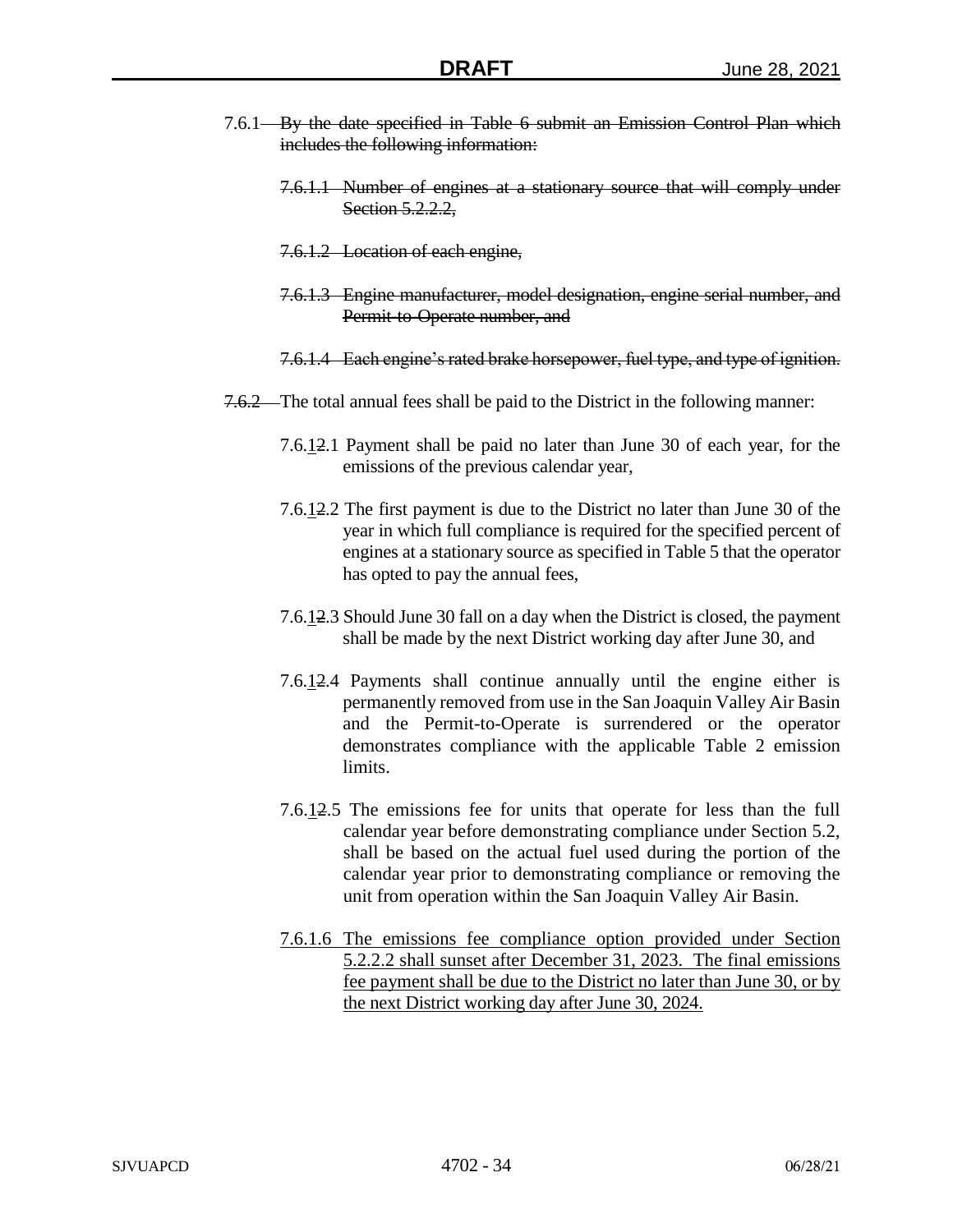7.6.1 ~~By the date specified in Table 6 submit an Emission Control Plan which includes the following information:~~

~~7.6.1.1 Number of engines at a stationary source that will comply under Section 5.2.2.2,~~

~~7.6.1.2 Location of each engine,~~

~~7.6.1.3 Engine manufacturer, model designation, engine serial number, and Permit-to-Operate number, and~~

~~7.6.1.4 Each engine's rated brake horsepower, fuel type, and type of ignition.~~

~~7.6.2~~ The total annual fees shall be paid to the District in the following manner:

7.6.<u>1</u>~~2~~.1 Payment shall be paid no later than June 30 of each year, for the emissions of the previous calendar year,

7.6.<u>1</u>~~2~~.2 The first payment is due to the District no later than June 30 of the year in which full compliance is required for the specified percent of engines at a stationary source as specified in Table 5 that the operator has opted to pay the annual fees,

7.6.<u>1</u>~~2~~.3 Should June 30 fall on a day when the District is closed, the payment shall be made by the next District working day after June 30, and

7.6.<u>1</u>~~2~~.4 Payments shall continue annually until the engine either is permanently removed from use in the San Joaquin Valley Air Basin and the Permit-to-Operate is surrendered or the operator demonstrates compliance with the applicable Table 2 emission limits.

7.6.<u>1</u>~~2~~.5 The emissions fee for units that operate for less than the full calendar year before demonstrating compliance under Section 5.2, shall be based on the actual fuel used during the portion of the calendar year prior to demonstrating compliance or removing the unit from operation within the San Joaquin Valley Air Basin.

<u>7.6.1.6 The emissions fee compliance option provided under Section 5.2.2.2 shall sunset after December 31, 2023. The final emissions fee payment shall be due to the District no later than June 30, or by the next District working day after June 30, 2024.</u>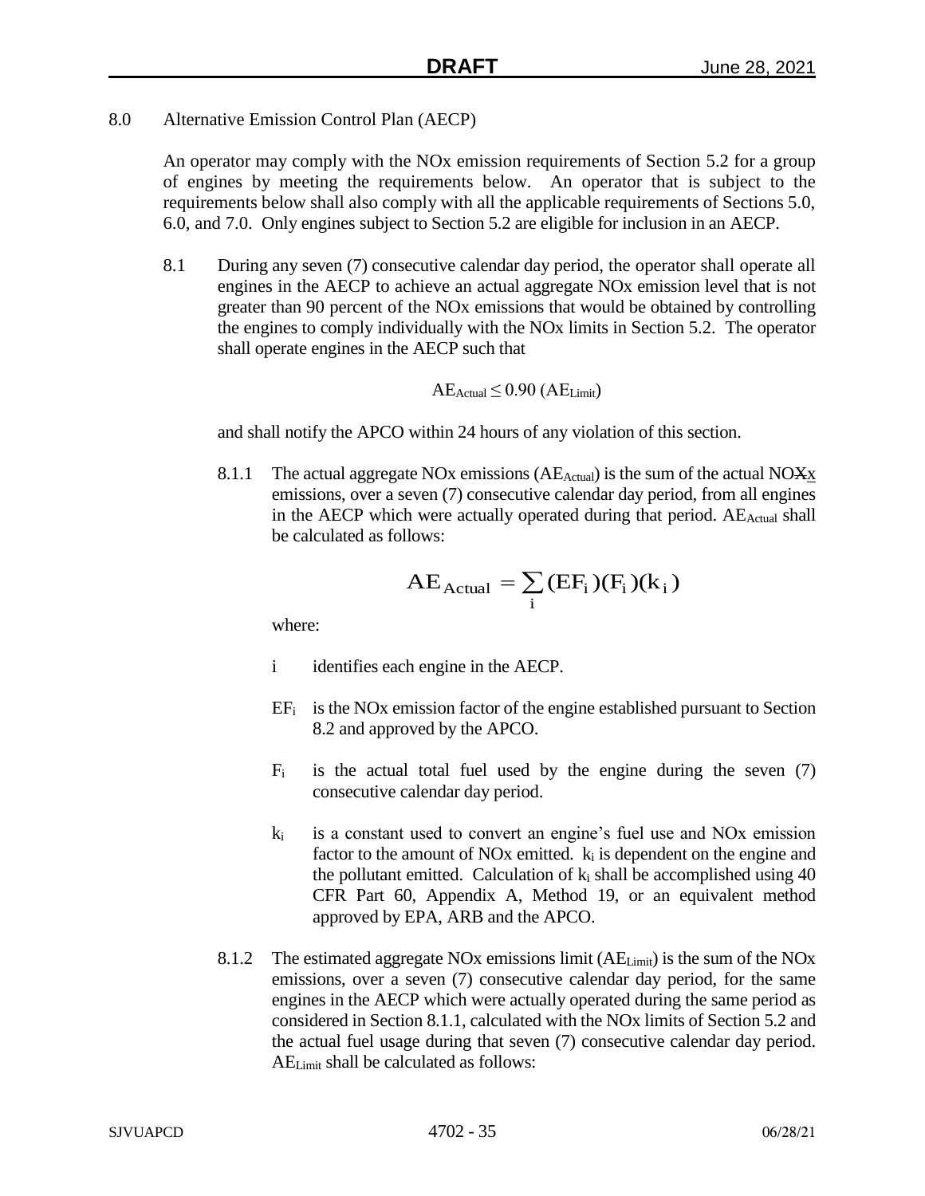## 8.0 Alternative Emission Control Plan (AECP)

An operator may comply with the NOx emission requirements of Section 5.2 for a group of engines by meeting the requirements below. An operator that is subject to the requirements below shall also comply with all the applicable requirements of Sections 5.0, 6.0, and 7.0. Only engines subject to Section 5.2 are eligible for inclusion in an AECP.

8.1 During any seven (7) consecutive calendar day period, the operator shall operate all engines in the AECP to achieve an actual aggregate NOx emission level that is not greater than 90 percent of the NOx emissions that would be obtained by controlling the engines to comply individually with the NOx limits in Section 5.2. The operator shall operate engines in the AECP such that

$$AE_{Actual} \leq 0.90\ (AE_{Limit})$$

and shall notify the APCO within 24 hours of any violation of this section.

8.1.1 The actual aggregate NOx emissions ($AE_{Actual}$) is the sum of the actual NOXx emissions, over a seven (7) consecutive calendar day period, from all engines in the AECP which were actually operated during that period. $AE_{Actual}$ shall be calculated as follows:

$$AE_{Actual} = \sum_{i} (EF_i)(F_i)(k_i)$$

where:

- i identifies each engine in the AECP.
- $EF_i$ is the NOx emission factor of the engine established pursuant to Section 8.2 and approved by the APCO.
- $F_i$ is the actual total fuel used by the engine during the seven (7) consecutive calendar day period.
- $k_i$ is a constant used to convert an engine's fuel use and NOx emission factor to the amount of NOx emitted. $k_i$ is dependent on the engine and the pollutant emitted. Calculation of $k_i$ shall be accomplished using 40 CFR Part 60, Appendix A, Method 19, or an equivalent method approved by EPA, ARB and the APCO.

8.1.2 The estimated aggregate NOx emissions limit ($AE_{Limit}$) is the sum of the NOx emissions, over a seven (7) consecutive calendar day period, for the same engines in the AECP which were actually operated during the same period as considered in Section 8.1.1, calculated with the NOx limits of Section 5.2 and the actual fuel usage during that seven (7) consecutive calendar day period. $AE_{Limit}$ shall be calculated as follows: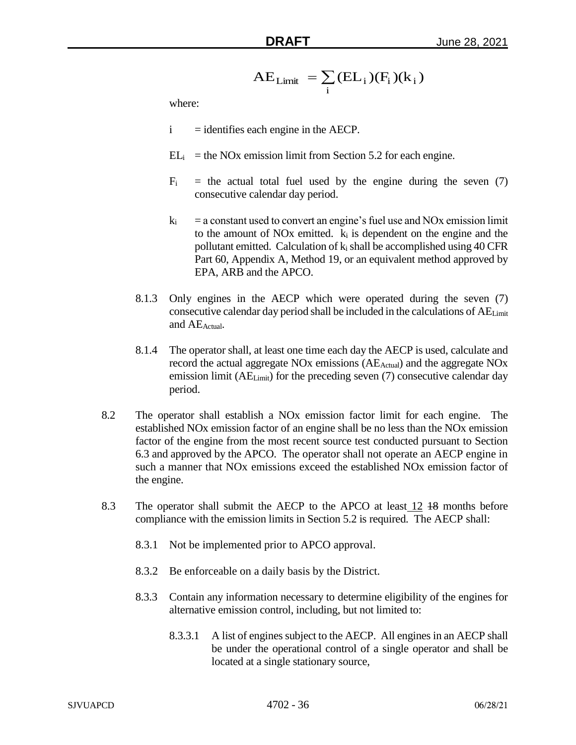$$AE_{Limit} = \sum_{i} (EL_i)(F_i)(k_i)$$

where:

- $i$ = identifies each engine in the AECP.
- $EL_i$ = the NOx emission limit from Section 5.2 for each engine.
- $F_i$ = the actual total fuel used by the engine during the seven (7) consecutive calendar day period.
- $k_i$ = a constant used to convert an engine's fuel use and NOx emission limit to the amount of NOx emitted. $k_i$ is dependent on the engine and the pollutant emitted. Calculation of $k_i$ shall be accomplished using 40 CFR Part 60, Appendix A, Method 19, or an equivalent method approved by EPA, ARB and the APCO.

8.1.3 Only engines in the AECP which were operated during the seven (7) consecutive calendar day period shall be included in the calculations of $AE_{Limit}$ and $AE_{Actual}$.

8.1.4 The operator shall, at least one time each day the AECP is used, calculate and record the actual aggregate NOx emissions ($AE_{Actual}$) and the aggregate NOx emission limit ($AE_{Limit}$) for the preceding seven (7) consecutive calendar day period.

8.2 The operator shall establish a NOx emission factor limit for each engine. The established NOx emission factor of an engine shall be no less than the NOx emission factor of the engine from the most recent source test conducted pursuant to Section 6.3 and approved by the APCO. The operator shall not operate an AECP engine in such a manner that NOx emissions exceed the established NOx emission factor of the engine.

8.3 The operator shall submit the AECP to the APCO at least 12 ~~18~~ months before compliance with the emission limits in Section 5.2 is required. The AECP shall:

8.3.1 Not be implemented prior to APCO approval.

8.3.2 Be enforceable on a daily basis by the District.

8.3.3 Contain any information necessary to determine eligibility of the engines for alternative emission control, including, but not limited to:

8.3.3.1 A list of engines subject to the AECP. All engines in an AECP shall be under the operational control of a single operator and shall be located at a single stationary source,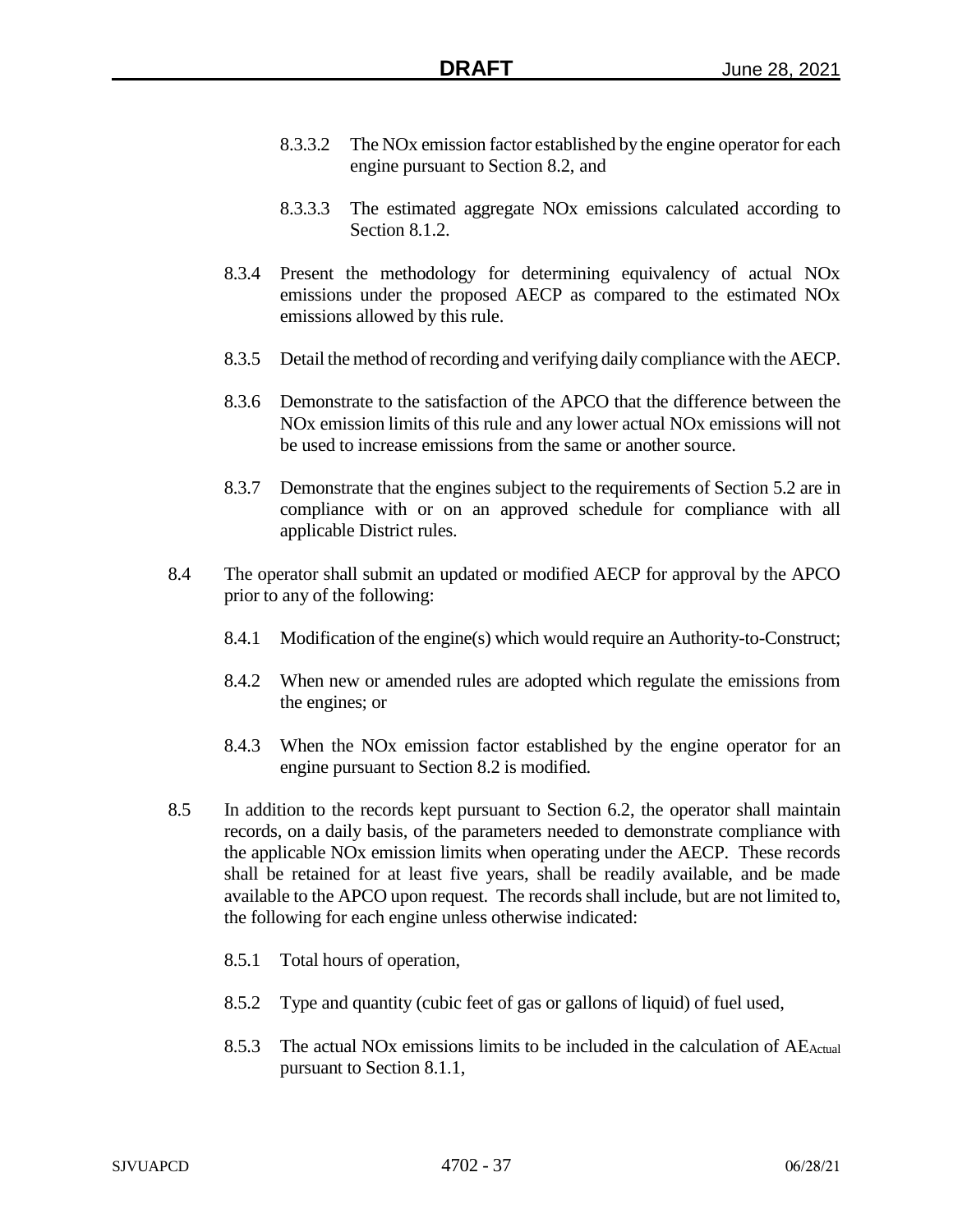8.3.3.2 The NOx emission factor established by the engine operator for each engine pursuant to Section 8.2, and

8.3.3.3 The estimated aggregate NOx emissions calculated according to Section 8.1.2.

8.3.4 Present the methodology for determining equivalency of actual NOx emissions under the proposed AECP as compared to the estimated NOx emissions allowed by this rule.

8.3.5 Detail the method of recording and verifying daily compliance with the AECP.

8.3.6 Demonstrate to the satisfaction of the APCO that the difference between the NOx emission limits of this rule and any lower actual NOx emissions will not be used to increase emissions from the same or another source.

8.3.7 Demonstrate that the engines subject to the requirements of Section 5.2 are in compliance with or on an approved schedule for compliance with all applicable District rules.

8.4 The operator shall submit an updated or modified AECP for approval by the APCO prior to any of the following:

8.4.1 Modification of the engine(s) which would require an Authority-to-Construct;

8.4.2 When new or amended rules are adopted which regulate the emissions from the engines; or

8.4.3 When the NOx emission factor established by the engine operator for an engine pursuant to Section 8.2 is modified.

8.5 In addition to the records kept pursuant to Section 6.2, the operator shall maintain records, on a daily basis, of the parameters needed to demonstrate compliance with the applicable NOx emission limits when operating under the AECP. These records shall be retained for at least five years, shall be readily available, and be made available to the APCO upon request. The records shall include, but are not limited to, the following for each engine unless otherwise indicated:

8.5.1 Total hours of operation,

8.5.2 Type and quantity (cubic feet of gas or gallons of liquid) of fuel used,

8.5.3 The actual NOx emissions limits to be included in the calculation of $AE_{Actual}$ pursuant to Section 8.1.1,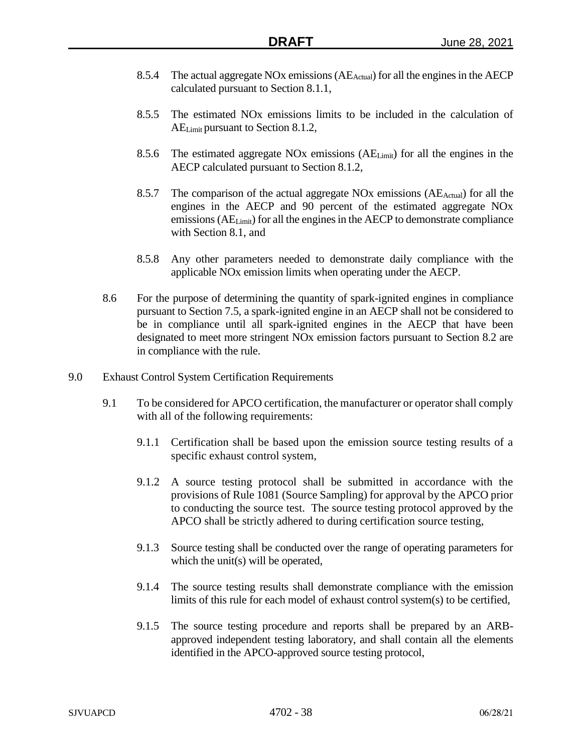8.5.4 The actual aggregate NOx emissions ($AE_{Actual}$) for all the engines in the AECP calculated pursuant to Section 8.1.1,

8.5.5 The estimated NOx emissions limits to be included in the calculation of $AE_{Limit}$ pursuant to Section 8.1.2,

8.5.6 The estimated aggregate NOx emissions ($AE_{Limit}$) for all the engines in the AECP calculated pursuant to Section 8.1.2,

8.5.7 The comparison of the actual aggregate NOx emissions ($AE_{Actual}$) for all the engines in the AECP and 90 percent of the estimated aggregate NOx emissions ($AE_{Limit}$) for all the engines in the AECP to demonstrate compliance with Section 8.1, and

8.5.8 Any other parameters needed to demonstrate daily compliance with the applicable NOx emission limits when operating under the AECP.

8.6 For the purpose of determining the quantity of spark-ignited engines in compliance pursuant to Section 7.5, a spark-ignited engine in an AECP shall not be considered to be in compliance until all spark-ignited engines in the AECP that have been designated to meet more stringent NOx emission factors pursuant to Section 8.2 are in compliance with the rule.

9.0 Exhaust Control System Certification Requirements

9.1 To be considered for APCO certification, the manufacturer or operator shall comply with all of the following requirements:

9.1.1 Certification shall be based upon the emission source testing results of a specific exhaust control system,

9.1.2 A source testing protocol shall be submitted in accordance with the provisions of Rule 1081 (Source Sampling) for approval by the APCO prior to conducting the source test. The source testing protocol approved by the APCO shall be strictly adhered to during certification source testing,

9.1.3 Source testing shall be conducted over the range of operating parameters for which the unit(s) will be operated,

9.1.4 The source testing results shall demonstrate compliance with the emission limits of this rule for each model of exhaust control system(s) to be certified,

9.1.5 The source testing procedure and reports shall be prepared by an ARB-approved independent testing laboratory, and shall contain all the elements identified in the APCO-approved source testing protocol,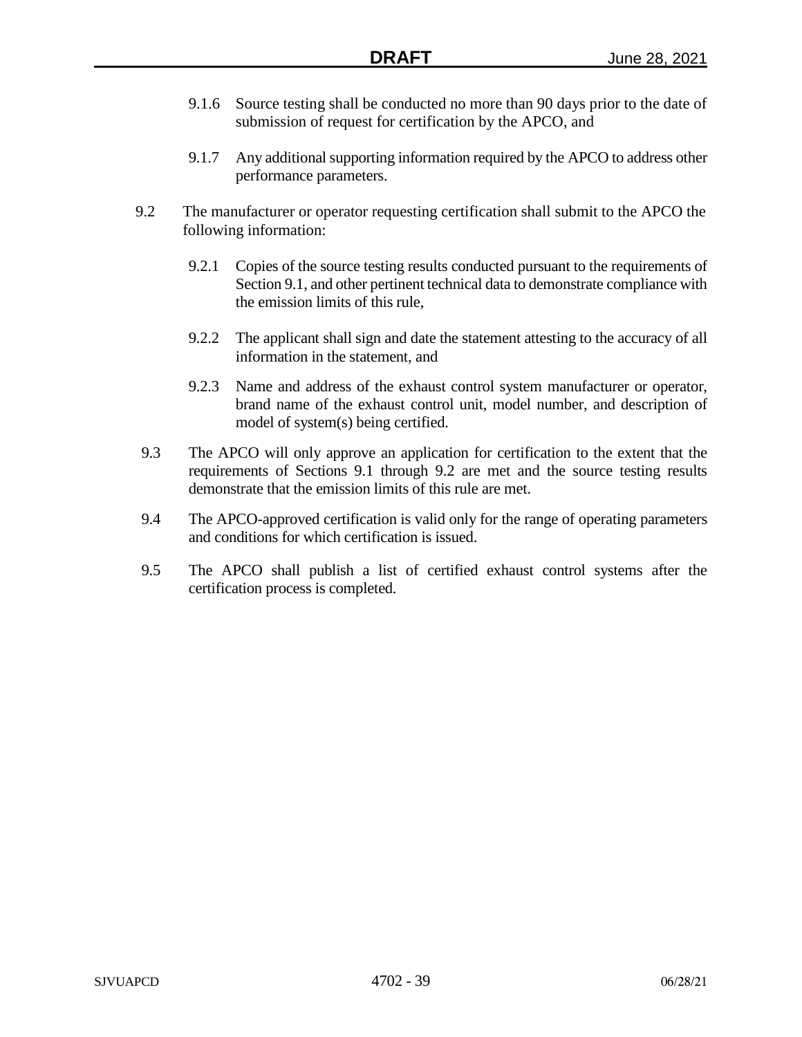9.1.6 Source testing shall be conducted no more than 90 days prior to the date of submission of request for certification by the APCO, and

9.1.7 Any additional supporting information required by the APCO to address other performance parameters.

9.2 The manufacturer or operator requesting certification shall submit to the APCO the following information:

9.2.1 Copies of the source testing results conducted pursuant to the requirements of Section 9.1, and other pertinent technical data to demonstrate compliance with the emission limits of this rule,

9.2.2 The applicant shall sign and date the statement attesting to the accuracy of all information in the statement, and

9.2.3 Name and address of the exhaust control system manufacturer or operator, brand name of the exhaust control unit, model number, and description of model of system(s) being certified.

9.3 The APCO will only approve an application for certification to the extent that the requirements of Sections 9.1 through 9.2 are met and the source testing results demonstrate that the emission limits of this rule are met.

9.4 The APCO-approved certification is valid only for the range of operating parameters and conditions for which certification is issued.

9.5 The APCO shall publish a list of certified exhaust control systems after the certification process is completed.